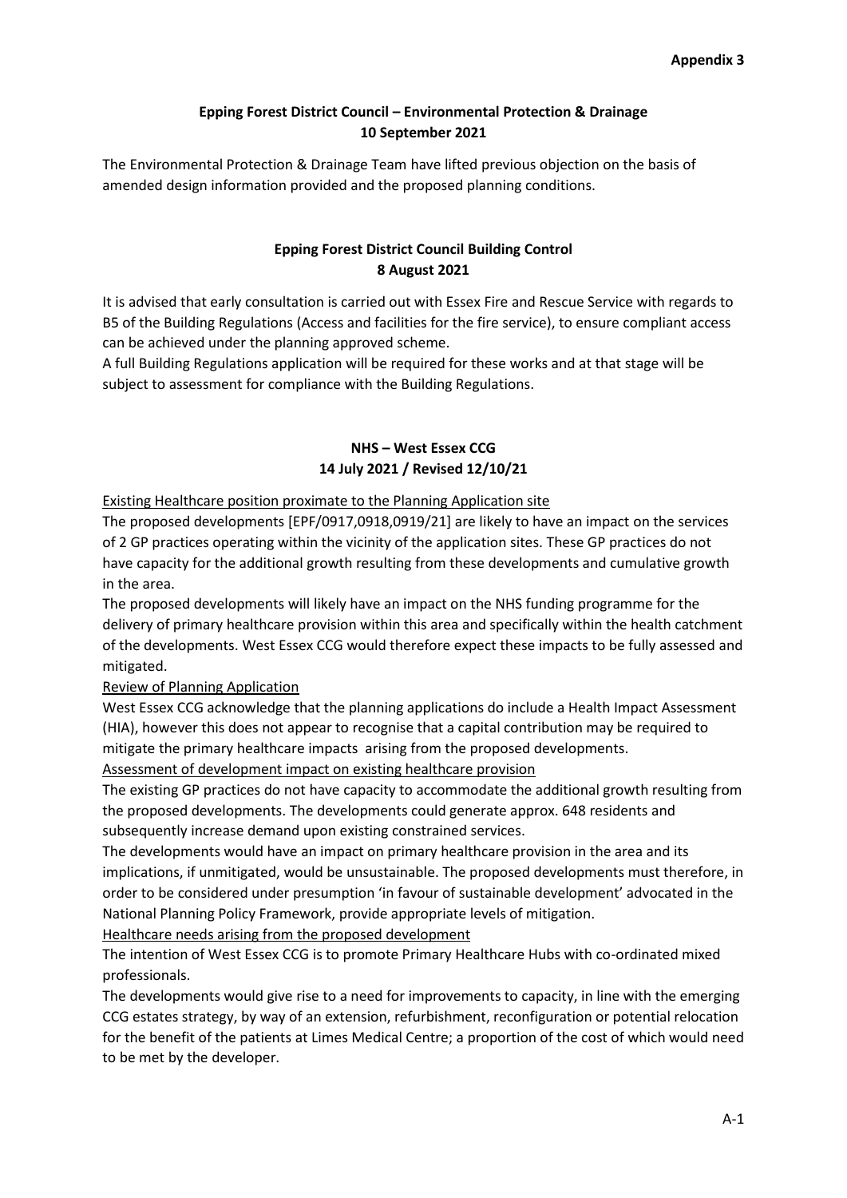**Appendix 3**

## Epping Forest District Council – Environmental Protection & Drainage
**10 September 2021**

The Environmental Protection & Drainage Team have lifted previous objection on the basis of amended design information provided and the proposed planning conditions.

## Epping Forest District Council Building Control
**8 August 2021**

It is advised that early consultation is carried out with Essex Fire and Rescue Service with regards to B5 of the Building Regulations (Access and facilities for the fire service), to ensure compliant access can be achieved under the planning approved scheme.

A full Building Regulations application will be required for these works and at that stage will be subject to assessment for compliance with the Building Regulations.

## NHS – West Essex CCG
**14 July 2021 / Revised 12/10/21**

Existing Healthcare position proximate to the Planning Application site

The proposed developments [EPF/0917,0918,0919/21] are likely to have an impact on the services of 2 GP practices operating within the vicinity of the application sites. These GP practices do not have capacity for the additional growth resulting from these developments and cumulative growth in the area.

The proposed developments will likely have an impact on the NHS funding programme for the delivery of primary healthcare provision within this area and specifically within the health catchment of the developments. West Essex CCG would therefore expect these impacts to be fully assessed and mitigated.

Review of Planning Application

West Essex CCG acknowledge that the planning applications do include a Health Impact Assessment (HIA), however this does not appear to recognise that a capital contribution may be required to mitigate the primary healthcare impacts arising from the proposed developments.

Assessment of development impact on existing healthcare provision

The existing GP practices do not have capacity to accommodate the additional growth resulting from the proposed developments. The developments could generate approx. 648 residents and subsequently increase demand upon existing constrained services.

The developments would have an impact on primary healthcare provision in the area and its implications, if unmitigated, would be unsustainable. The proposed developments must therefore, in order to be considered under presumption 'in favour of sustainable development' advocated in the National Planning Policy Framework, provide appropriate levels of mitigation.

Healthcare needs arising from the proposed development

The intention of West Essex CCG is to promote Primary Healthcare Hubs with co-ordinated mixed professionals.

The developments would give rise to a need for improvements to capacity, in line with the emerging CCG estates strategy, by way of an extension, refurbishment, reconfiguration or potential relocation for the benefit of the patients at Limes Medical Centre; a proportion of the cost of which would need to be met by the developer.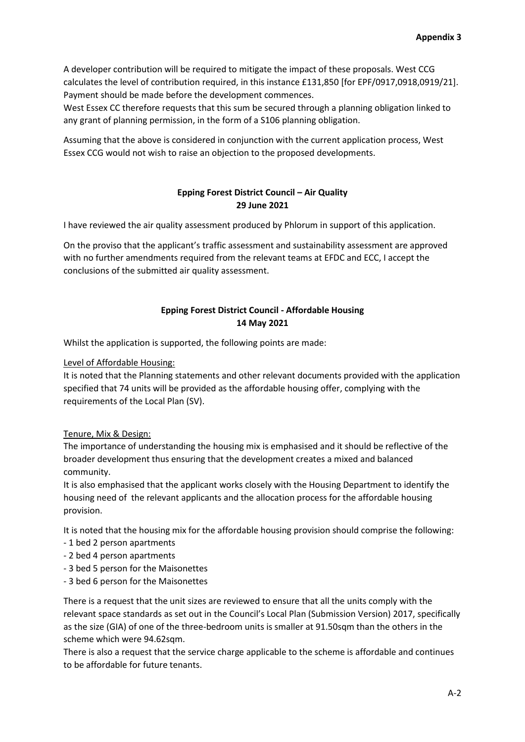A developer contribution will be required to mitigate the impact of these proposals. West CCG calculates the level of contribution required, in this instance £131,850 [for EPF/0917,0918,0919/21]. Payment should be made before the development commences.
West Essex CC therefore requests that this sum be secured through a planning obligation linked to any grant of planning permission, in the form of a S106 planning obligation.

Assuming that the above is considered in conjunction with the current application process, West Essex CCG would not wish to raise an objection to the proposed developments.

**Epping Forest District Council – Air Quality**
**29 June 2021**

I have reviewed the air quality assessment produced by Phlorum in support of this application.

On the proviso that the applicant's traffic assessment and sustainability assessment are approved with no further amendments required from the relevant teams at EFDC and ECC, I accept the conclusions of the submitted air quality assessment.

**Epping Forest District Council - Affordable Housing**
**14 May 2021**

Whilst the application is supported, the following points are made:

Level of Affordable Housing:
It is noted that the Planning statements and other relevant documents provided with the application specified that 74 units will be provided as the affordable housing offer, complying with the requirements of the Local Plan (SV).

Tenure, Mix & Design:
The importance of understanding the housing mix is emphasised and it should be reflective of the broader development thus ensuring that the development creates a mixed and balanced community.
It is also emphasised that the applicant works closely with the Housing Department to identify the housing need of the relevant applicants and the allocation process for the affordable housing provision.

It is noted that the housing mix for the affordable housing provision should comprise the following:
- 1 bed 2 person apartments
- 2 bed 4 person apartments
- 3 bed 5 person for the Maisonettes
- 3 bed 6 person for the Maisonettes

There is a request that the unit sizes are reviewed to ensure that all the units comply with the relevant space standards as set out in the Council's Local Plan (Submission Version) 2017, specifically as the size (GIA) of one of the three-bedroom units is smaller at 91.50sqm than the others in the scheme which were 94.62sqm.
There is also a request that the service charge applicable to the scheme is affordable and continues to be affordable for future tenants.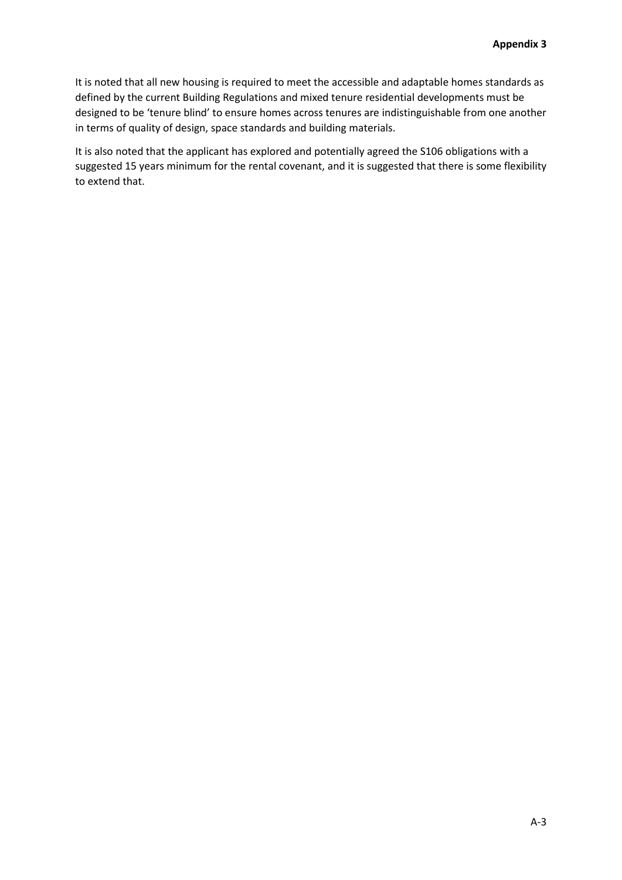It is noted that all new housing is required to meet the accessible and adaptable homes standards as defined by the current Building Regulations and mixed tenure residential developments must be designed to be 'tenure blind' to ensure homes across tenures are indistinguishable from one another in terms of quality of design, space standards and building materials.

It is also noted that the applicant has explored and potentially agreed the S106 obligations with a suggested 15 years minimum for the rental covenant, and it is suggested that there is some flexibility to extend that.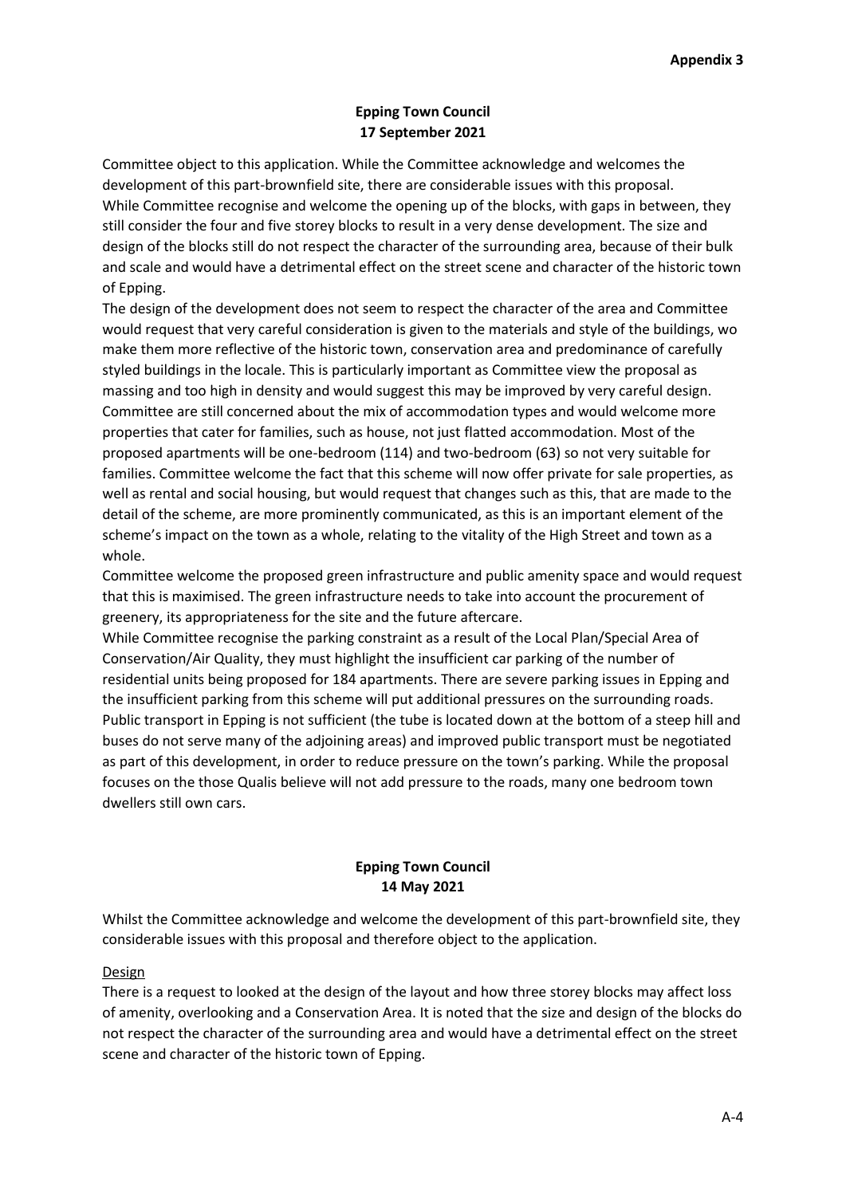**Appendix 3**

**Epping Town Council**
**17 September 2021**

Committee object to this application. While the Committee acknowledge and welcomes the development of this part-brownfield site, there are considerable issues with this proposal. While Committee recognise and welcome the opening up of the blocks, with gaps in between, they still consider the four and five storey blocks to result in a very dense development. The size and design of the blocks still do not respect the character of the surrounding area, because of their bulk and scale and would have a detrimental effect on the street scene and character of the historic town of Epping.

The design of the development does not seem to respect the character of the area and Committee would request that very careful consideration is given to the materials and style of the buildings, wo make them more reflective of the historic town, conservation area and predominance of carefully styled buildings in the locale. This is particularly important as Committee view the proposal as massing and too high in density and would suggest this may be improved by very careful design.

Committee are still concerned about the mix of accommodation types and would welcome more properties that cater for families, such as house, not just flatted accommodation. Most of the proposed apartments will be one-bedroom (114) and two-bedroom (63) so not very suitable for families. Committee welcome the fact that this scheme will now offer private for sale properties, as well as rental and social housing, but would request that changes such as this, that are made to the detail of the scheme, are more prominently communicated, as this is an important element of the scheme's impact on the town as a whole, relating to the vitality of the High Street and town as a whole.

Committee welcome the proposed green infrastructure and public amenity space and would request that this is maximised. The green infrastructure needs to take into account the procurement of greenery, its appropriateness for the site and the future aftercare.

While Committee recognise the parking constraint as a result of the Local Plan/Special Area of Conservation/Air Quality, they must highlight the insufficient car parking of the number of residential units being proposed for 184 apartments. There are severe parking issues in Epping and the insufficient parking from this scheme will put additional pressures on the surrounding roads. Public transport in Epping is not sufficient (the tube is located down at the bottom of a steep hill and buses do not serve many of the adjoining areas) and improved public transport must be negotiated as part of this development, in order to reduce pressure on the town's parking. While the proposal focuses on the those Qualis believe will not add pressure to the roads, many one bedroom town dwellers still own cars.

**Epping Town Council**
**14 May 2021**

Whilst the Committee acknowledge and welcome the development of this part-brownfield site, they considerable issues with this proposal and therefore object to the application.

Design

There is a request to looked at the design of the layout and how three storey blocks may affect loss of amenity, overlooking and a Conservation Area. It is noted that the size and design of the blocks do not respect the character of the surrounding area and would have a detrimental effect on the street scene and character of the historic town of Epping.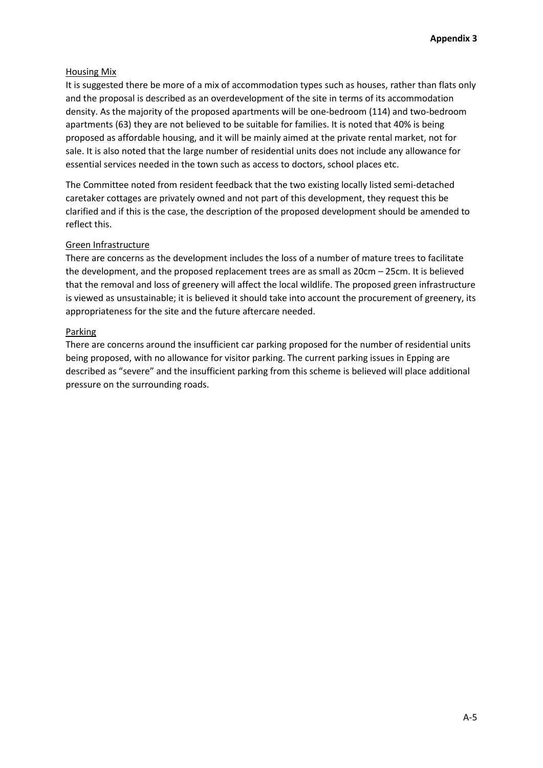## Housing Mix

It is suggested there be more of a mix of accommodation types such as houses, rather than flats only and the proposal is described as an overdevelopment of the site in terms of its accommodation density. As the majority of the proposed apartments will be one-bedroom (114) and two-bedroom apartments (63) they are not believed to be suitable for families. It is noted that 40% is being proposed as affordable housing, and it will be mainly aimed at the private rental market, not for sale. It is also noted that the large number of residential units does not include any allowance for essential services needed in the town such as access to doctors, school places etc.

The Committee noted from resident feedback that the two existing locally listed semi-detached caretaker cottages are privately owned and not part of this development, they request this be clarified and if this is the case, the description of the proposed development should be amended to reflect this.

## Green Infrastructure

There are concerns as the development includes the loss of a number of mature trees to facilitate the development, and the proposed replacement trees are as small as 20cm – 25cm. It is believed that the removal and loss of greenery will affect the local wildlife. The proposed green infrastructure is viewed as unsustainable; it is believed it should take into account the procurement of greenery, its appropriateness for the site and the future aftercare needed.

## Parking

There are concerns around the insufficient car parking proposed for the number of residential units being proposed, with no allowance for visitor parking. The current parking issues in Epping are described as "severe" and the insufficient parking from this scheme is believed will place additional pressure on the surrounding roads.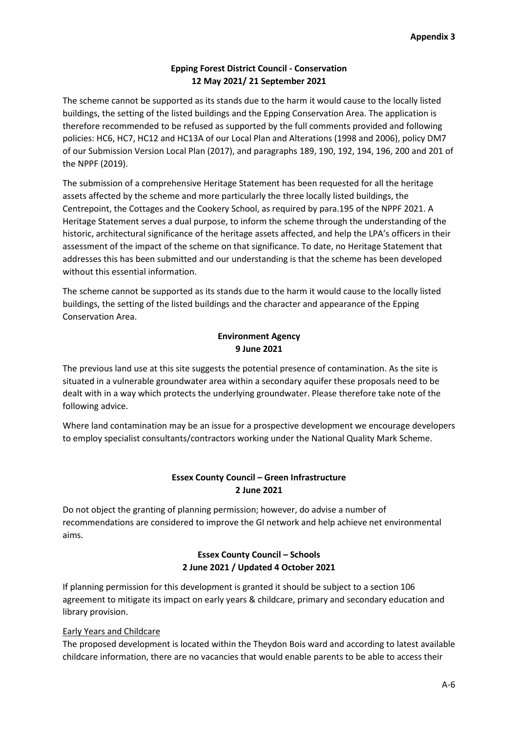**Appendix 3**

**Epping Forest District Council - Conservation**
**12 May 2021/ 21 September 2021**

The scheme cannot be supported as its stands due to the harm it would cause to the locally listed buildings, the setting of the listed buildings and the Epping Conservation Area. The application is therefore recommended to be refused as supported by the full comments provided and following policies: HC6, HC7, HC12 and HC13A of our Local Plan and Alterations (1998 and 2006), policy DM7 of our Submission Version Local Plan (2017), and paragraphs 189, 190, 192, 194, 196, 200 and 201 of the NPPF (2019).

The submission of a comprehensive Heritage Statement has been requested for all the heritage assets affected by the scheme and more particularly the three locally listed buildings, the Centrepoint, the Cottages and the Cookery School, as required by para.195 of the NPPF 2021. A Heritage Statement serves a dual purpose, to inform the scheme through the understanding of the historic, architectural significance of the heritage assets affected, and help the LPA's officers in their assessment of the impact of the scheme on that significance. To date, no Heritage Statement that addresses this has been submitted and our understanding is that the scheme has been developed without this essential information.

The scheme cannot be supported as its stands due to the harm it would cause to the locally listed buildings, the setting of the listed buildings and the character and appearance of the Epping Conservation Area.

**Environment Agency**
**9 June 2021**

The previous land use at this site suggests the potential presence of contamination. As the site is situated in a vulnerable groundwater area within a secondary aquifer these proposals need to be dealt with in a way which protects the underlying groundwater. Please therefore take note of the following advice.

Where land contamination may be an issue for a prospective development we encourage developers to employ specialist consultants/contractors working under the National Quality Mark Scheme.

**Essex County Council – Green Infrastructure**
**2 June 2021**

Do not object the granting of planning permission; however, do advise a number of recommendations are considered to improve the GI network and help achieve net environmental aims.

**Essex County Council – Schools**
**2 June 2021 / Updated 4 October 2021**

If planning permission for this development is granted it should be subject to a section 106 agreement to mitigate its impact on early years & childcare, primary and secondary education and library provision.

Early Years and Childcare

The proposed development is located within the Theydon Bois ward and according to latest available childcare information, there are no vacancies that would enable parents to be able to access their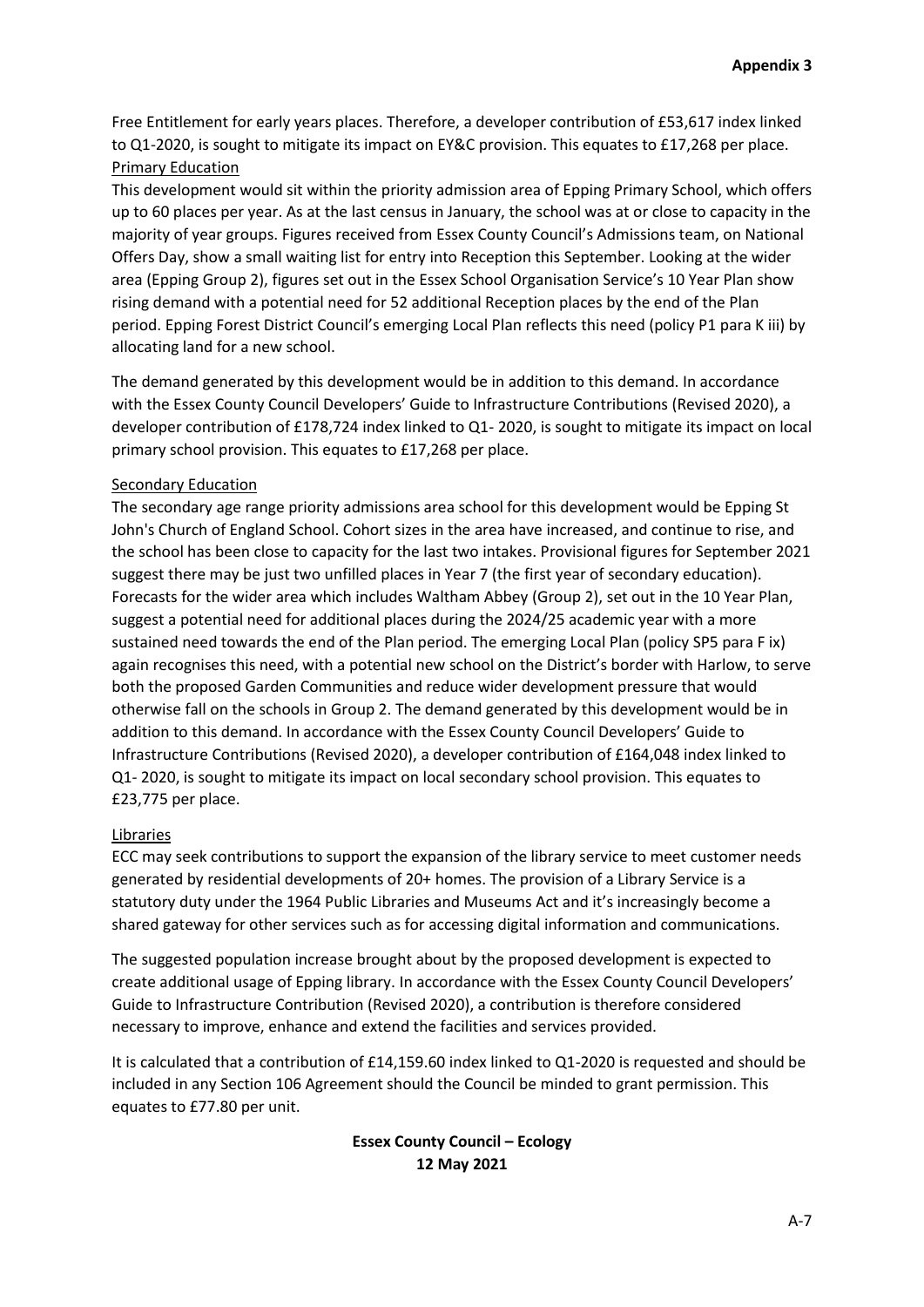Free Entitlement for early years places. Therefore, a developer contribution of £53,617 index linked to Q1-2020, is sought to mitigate its impact on EY&C provision. This equates to £17,268 per place.

Primary Education

This development would sit within the priority admission area of Epping Primary School, which offers up to 60 places per year. As at the last census in January, the school was at or close to capacity in the majority of year groups. Figures received from Essex County Council's Admissions team, on National Offers Day, show a small waiting list for entry into Reception this September. Looking at the wider area (Epping Group 2), figures set out in the Essex School Organisation Service's 10 Year Plan show rising demand with a potential need for 52 additional Reception places by the end of the Plan period. Epping Forest District Council's emerging Local Plan reflects this need (policy P1 para K iii) by allocating land for a new school.

The demand generated by this development would be in addition to this demand. In accordance with the Essex County Council Developers' Guide to Infrastructure Contributions (Revised 2020), a developer contribution of £178,724 index linked to Q1- 2020, is sought to mitigate its impact on local primary school provision. This equates to £17,268 per place.

Secondary Education

The secondary age range priority admissions area school for this development would be Epping St John's Church of England School. Cohort sizes in the area have increased, and continue to rise, and the school has been close to capacity for the last two intakes. Provisional figures for September 2021 suggest there may be just two unfilled places in Year 7 (the first year of secondary education). Forecasts for the wider area which includes Waltham Abbey (Group 2), set out in the 10 Year Plan, suggest a potential need for additional places during the 2024/25 academic year with a more sustained need towards the end of the Plan period. The emerging Local Plan (policy SP5 para F ix) again recognises this need, with a potential new school on the District's border with Harlow, to serve both the proposed Garden Communities and reduce wider development pressure that would otherwise fall on the schools in Group 2. The demand generated by this development would be in addition to this demand. In accordance with the Essex County Council Developers' Guide to Infrastructure Contributions (Revised 2020), a developer contribution of £164,048 index linked to Q1- 2020, is sought to mitigate its impact on local secondary school provision. This equates to £23,775 per place.

Libraries

ECC may seek contributions to support the expansion of the library service to meet customer needs generated by residential developments of 20+ homes. The provision of a Library Service is a statutory duty under the 1964 Public Libraries and Museums Act and it's increasingly become a shared gateway for other services such as for accessing digital information and communications.

The suggested population increase brought about by the proposed development is expected to create additional usage of Epping library. In accordance with the Essex County Council Developers' Guide to Infrastructure Contribution (Revised 2020), a contribution is therefore considered necessary to improve, enhance and extend the facilities and services provided.

It is calculated that a contribution of £14,159.60 index linked to Q1-2020 is requested and should be included in any Section 106 Agreement should the Council be minded to grant permission. This equates to £77.80 per unit.

**Essex County Council – Ecology**
**12 May 2021**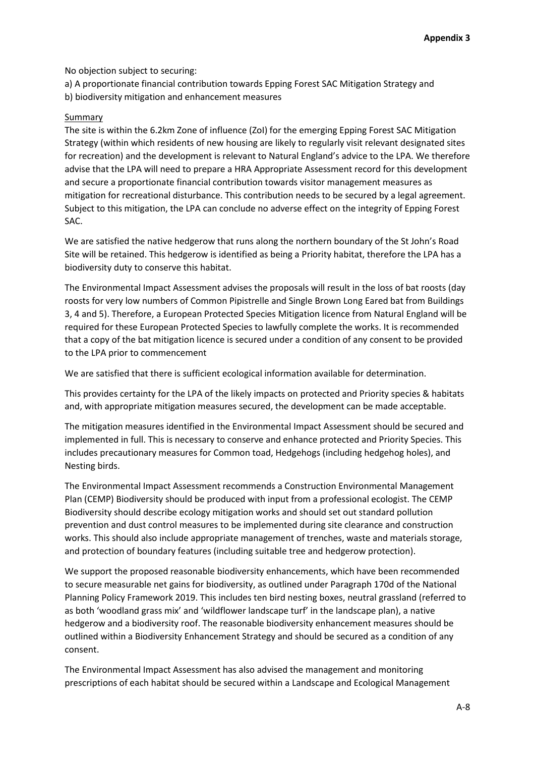**Appendix 3**

No objection subject to securing:

a) A proportionate financial contribution towards Epping Forest SAC Mitigation Strategy and
b) biodiversity mitigation and enhancement measures

Summary

The site is within the 6.2km Zone of influence (ZoI) for the emerging Epping Forest SAC Mitigation Strategy (within which residents of new housing are likely to regularly visit relevant designated sites for recreation) and the development is relevant to Natural England's advice to the LPA. We therefore advise that the LPA will need to prepare a HRA Appropriate Assessment record for this development and secure a proportionate financial contribution towards visitor management measures as mitigation for recreational disturbance. This contribution needs to be secured by a legal agreement. Subject to this mitigation, the LPA can conclude no adverse effect on the integrity of Epping Forest SAC.

We are satisfied the native hedgerow that runs along the northern boundary of the St John's Road Site will be retained. This hedgerow is identified as being a Priority habitat, therefore the LPA has a biodiversity duty to conserve this habitat.

The Environmental Impact Assessment advises the proposals will result in the loss of bat roosts (day roosts for very low numbers of Common Pipistrelle and Single Brown Long Eared bat from Buildings 3, 4 and 5). Therefore, a European Protected Species Mitigation licence from Natural England will be required for these European Protected Species to lawfully complete the works. It is recommended that a copy of the bat mitigation licence is secured under a condition of any consent to be provided to the LPA prior to commencement

We are satisfied that there is sufficient ecological information available for determination.

This provides certainty for the LPA of the likely impacts on protected and Priority species & habitats and, with appropriate mitigation measures secured, the development can be made acceptable.

The mitigation measures identified in the Environmental Impact Assessment should be secured and implemented in full. This is necessary to conserve and enhance protected and Priority Species. This includes precautionary measures for Common toad, Hedgehogs (including hedgehog holes), and Nesting birds.

The Environmental Impact Assessment recommends a Construction Environmental Management Plan (CEMP) Biodiversity should be produced with input from a professional ecologist. The CEMP Biodiversity should describe ecology mitigation works and should set out standard pollution prevention and dust control measures to be implemented during site clearance and construction works. This should also include appropriate management of trenches, waste and materials storage, and protection of boundary features (including suitable tree and hedgerow protection).

We support the proposed reasonable biodiversity enhancements, which have been recommended to secure measurable net gains for biodiversity, as outlined under Paragraph 170d of the National Planning Policy Framework 2019. This includes ten bird nesting boxes, neutral grassland (referred to as both 'woodland grass mix' and 'wildflower landscape turf' in the landscape plan), a native hedgerow and a biodiversity roof. The reasonable biodiversity enhancement measures should be outlined within a Biodiversity Enhancement Strategy and should be secured as a condition of any consent.

The Environmental Impact Assessment has also advised the management and monitoring prescriptions of each habitat should be secured within a Landscape and Ecological Management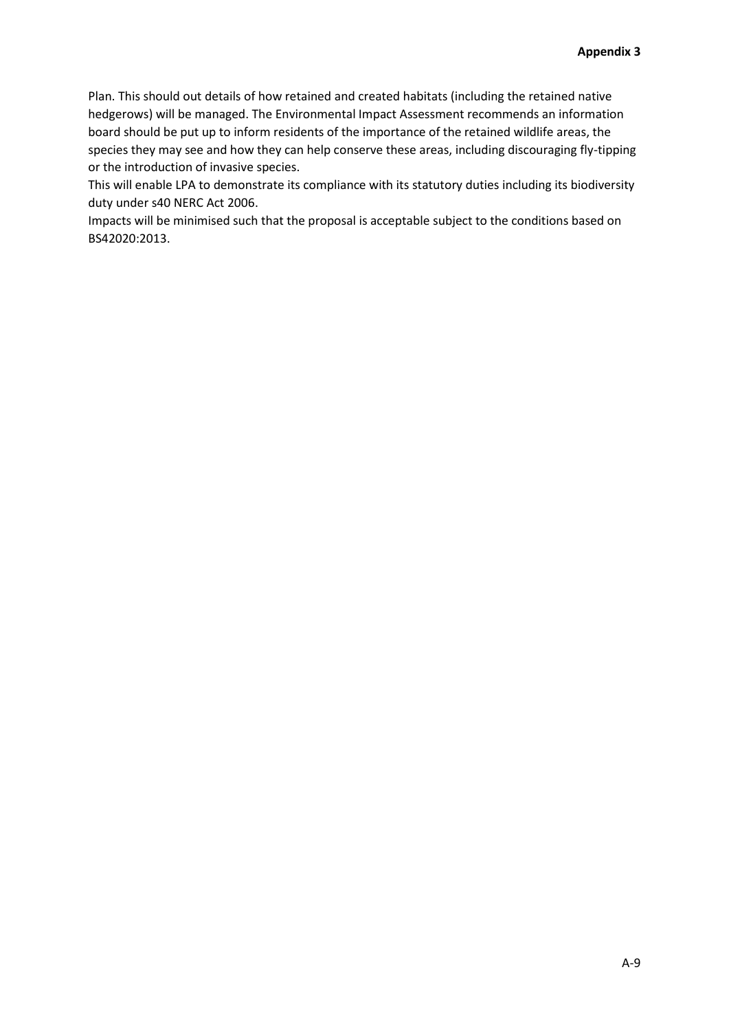Plan. This should out details of how retained and created habitats (including the retained native hedgerows) will be managed. The Environmental Impact Assessment recommends an information board should be put up to inform residents of the importance of the retained wildlife areas, the species they may see and how they can help conserve these areas, including discouraging fly-tipping or the introduction of invasive species.

This will enable LPA to demonstrate its compliance with its statutory duties including its biodiversity duty under s40 NERC Act 2006.

Impacts will be minimised such that the proposal is acceptable subject to the conditions based on BS42020:2013.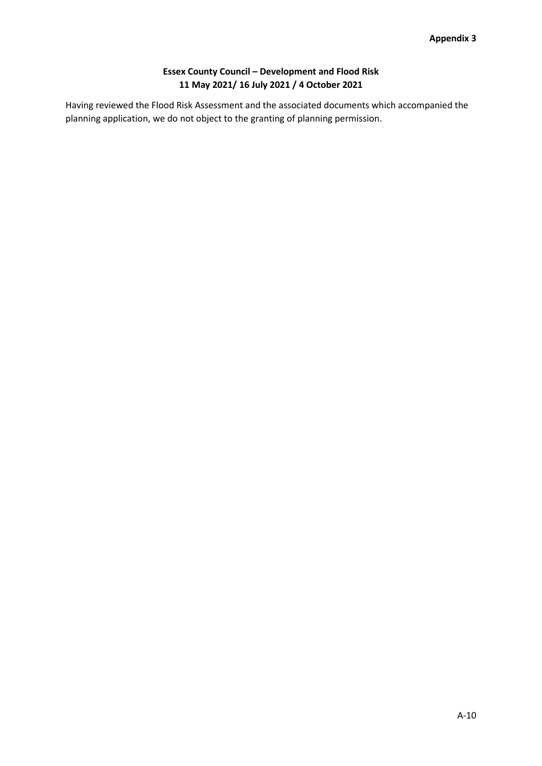**Appendix 3**

**Essex County Council – Development and Flood Risk**
**11 May 2021/ 16 July 2021 / 4 October 2021**

Having reviewed the Flood Risk Assessment and the associated documents which accompanied the planning application, we do not object to the granting of planning permission.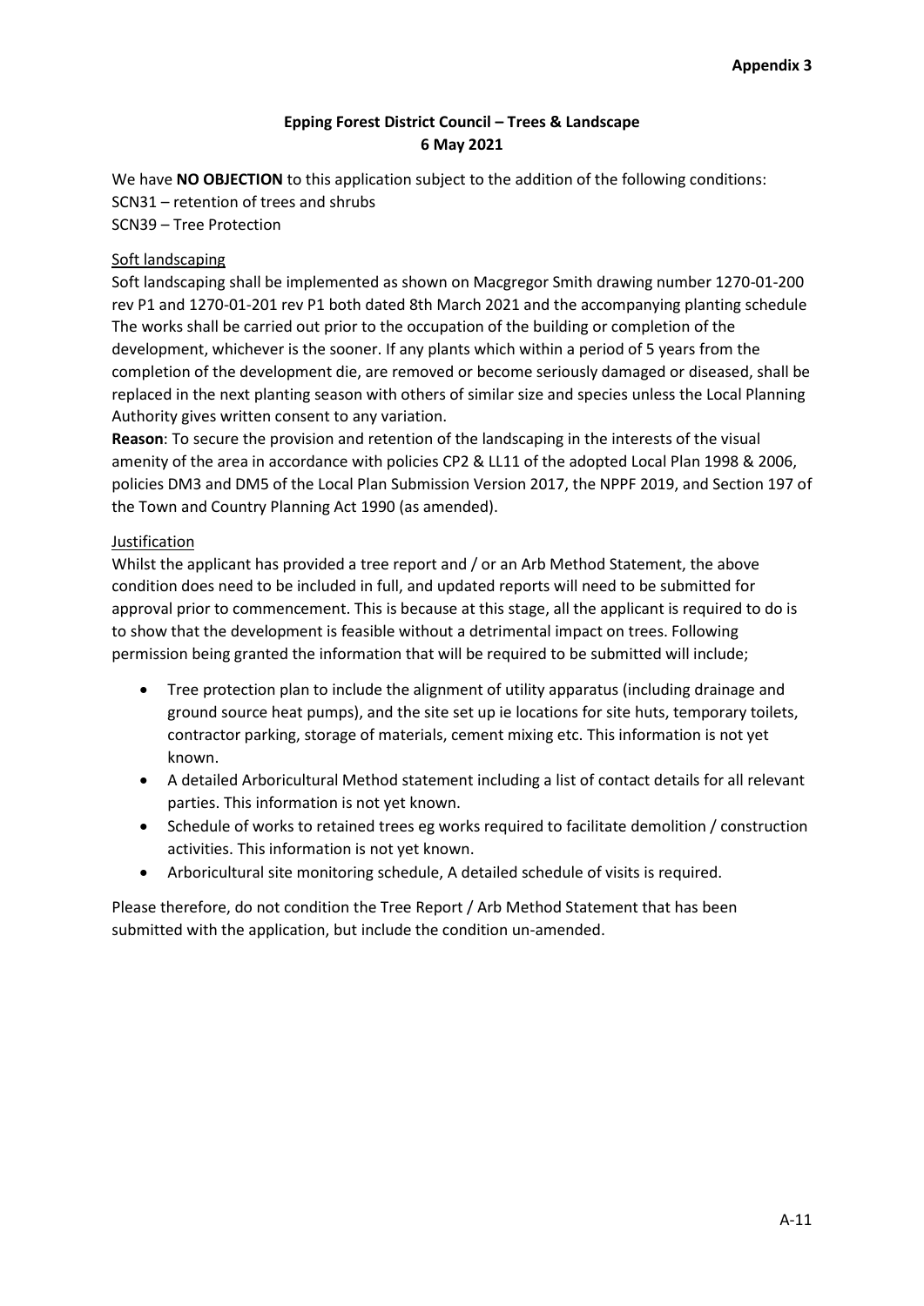**Appendix 3**

**Epping Forest District Council – Trees & Landscape**
**6 May 2021**

We have **NO OBJECTION** to this application subject to the addition of the following conditions:
SCN31 – retention of trees and shrubs
SCN39 – Tree Protection

Soft landscaping

Soft landscaping shall be implemented as shown on Macgregor Smith drawing number 1270-01-200 rev P1 and 1270-01-201 rev P1 both dated 8th March 2021 and the accompanying planting schedule The works shall be carried out prior to the occupation of the building or completion of the development, whichever is the sooner. If any plants which within a period of 5 years from the completion of the development die, are removed or become seriously damaged or diseased, shall be replaced in the next planting season with others of similar size and species unless the Local Planning Authority gives written consent to any variation.

**Reason**: To secure the provision and retention of the landscaping in the interests of the visual amenity of the area in accordance with policies CP2 & LL11 of the adopted Local Plan 1998 & 2006, policies DM3 and DM5 of the Local Plan Submission Version 2017, the NPPF 2019, and Section 197 of the Town and Country Planning Act 1990 (as amended).

Justification

Whilst the applicant has provided a tree report and / or an Arb Method Statement, the above condition does need to be included in full, and updated reports will need to be submitted for approval prior to commencement. This is because at this stage, all the applicant is required to do is to show that the development is feasible without a detrimental impact on trees. Following permission being granted the information that will be required to be submitted will include;

- Tree protection plan to include the alignment of utility apparatus (including drainage and ground source heat pumps), and the site set up ie locations for site huts, temporary toilets, contractor parking, storage of materials, cement mixing etc. This information is not yet known.
- A detailed Arboricultural Method statement including a list of contact details for all relevant parties. This information is not yet known.
- Schedule of works to retained trees eg works required to facilitate demolition / construction activities. This information is not yet known.
- Arboricultural site monitoring schedule, A detailed schedule of visits is required.

Please therefore, do not condition the Tree Report / Arb Method Statement that has been submitted with the application, but include the condition un-amended.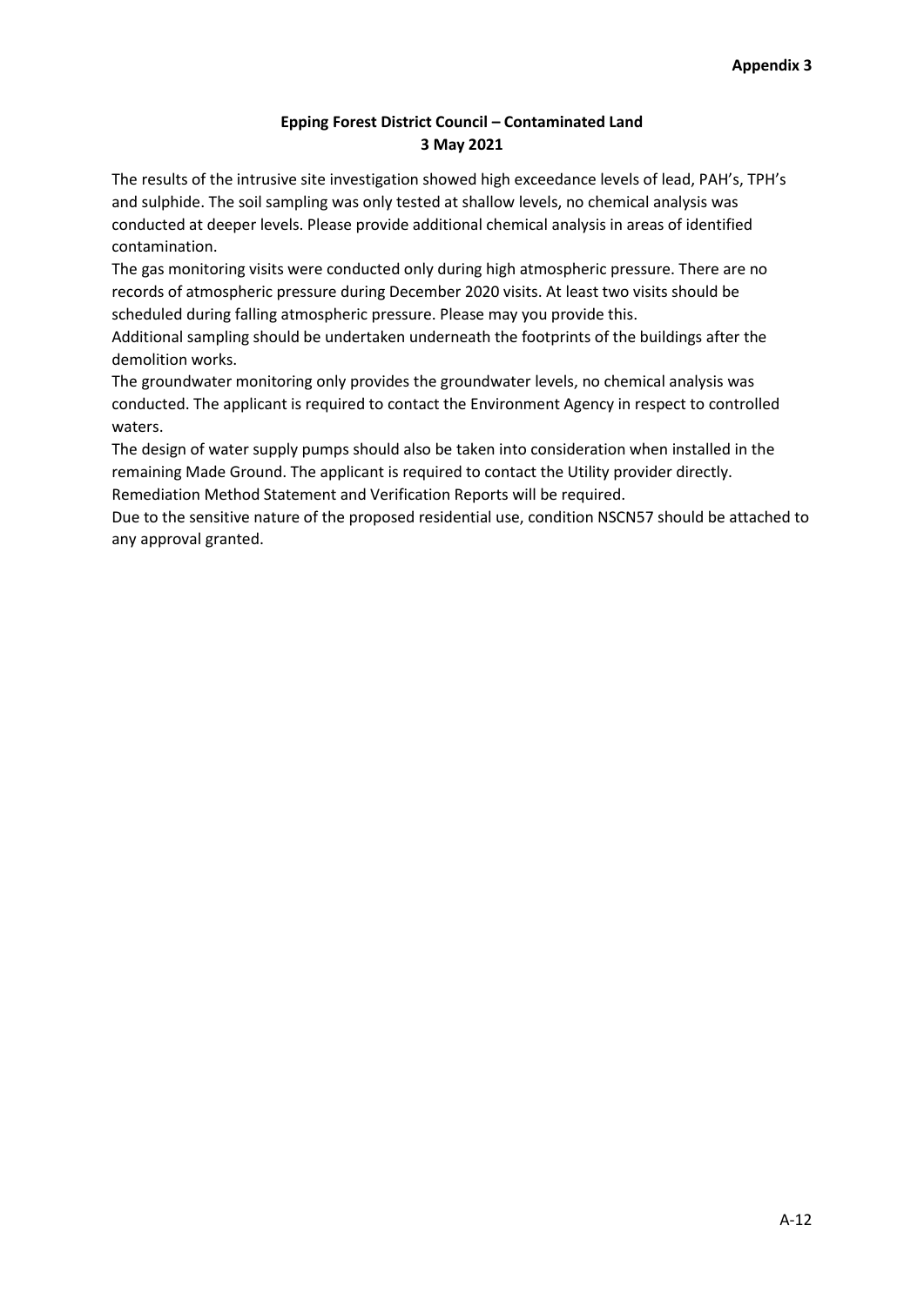**Appendix 3**

## Epping Forest District Council – Contaminated Land
## 3 May 2021

The results of the intrusive site investigation showed high exceedance levels of lead, PAH's, TPH's and sulphide. The soil sampling was only tested at shallow levels, no chemical analysis was conducted at deeper levels. Please provide additional chemical analysis in areas of identified contamination.

The gas monitoring visits were conducted only during high atmospheric pressure. There are no records of atmospheric pressure during December 2020 visits. At least two visits should be scheduled during falling atmospheric pressure. Please may you provide this.

Additional sampling should be undertaken underneath the footprints of the buildings after the demolition works.

The groundwater monitoring only provides the groundwater levels, no chemical analysis was conducted. The applicant is required to contact the Environment Agency in respect to controlled waters.

The design of water supply pumps should also be taken into consideration when installed in the remaining Made Ground. The applicant is required to contact the Utility provider directly.

Remediation Method Statement and Verification Reports will be required.

Due to the sensitive nature of the proposed residential use, condition NSCN57 should be attached to any approval granted.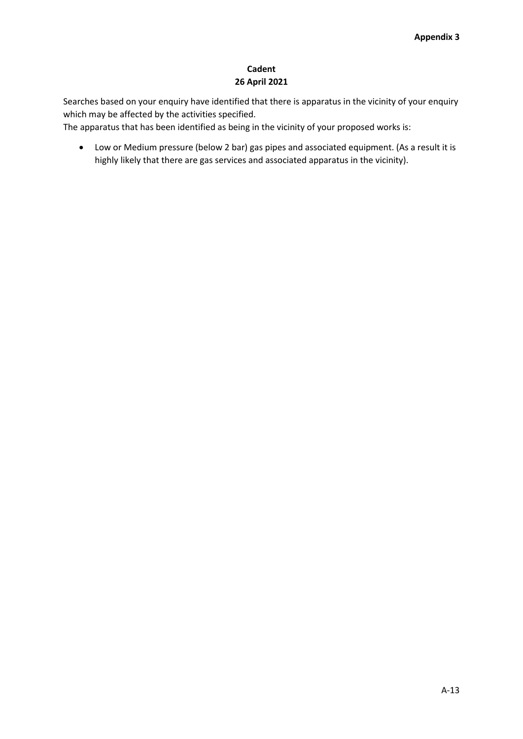**Appendix 3**

## Cadent
## 26 April 2021

Searches based on your enquiry have identified that there is apparatus in the vicinity of your enquiry which may be affected by the activities specified.

The apparatus that has been identified as being in the vicinity of your proposed works is:

- Low or Medium pressure (below 2 bar) gas pipes and associated equipment. (As a result it is highly likely that there are gas services and associated apparatus in the vicinity).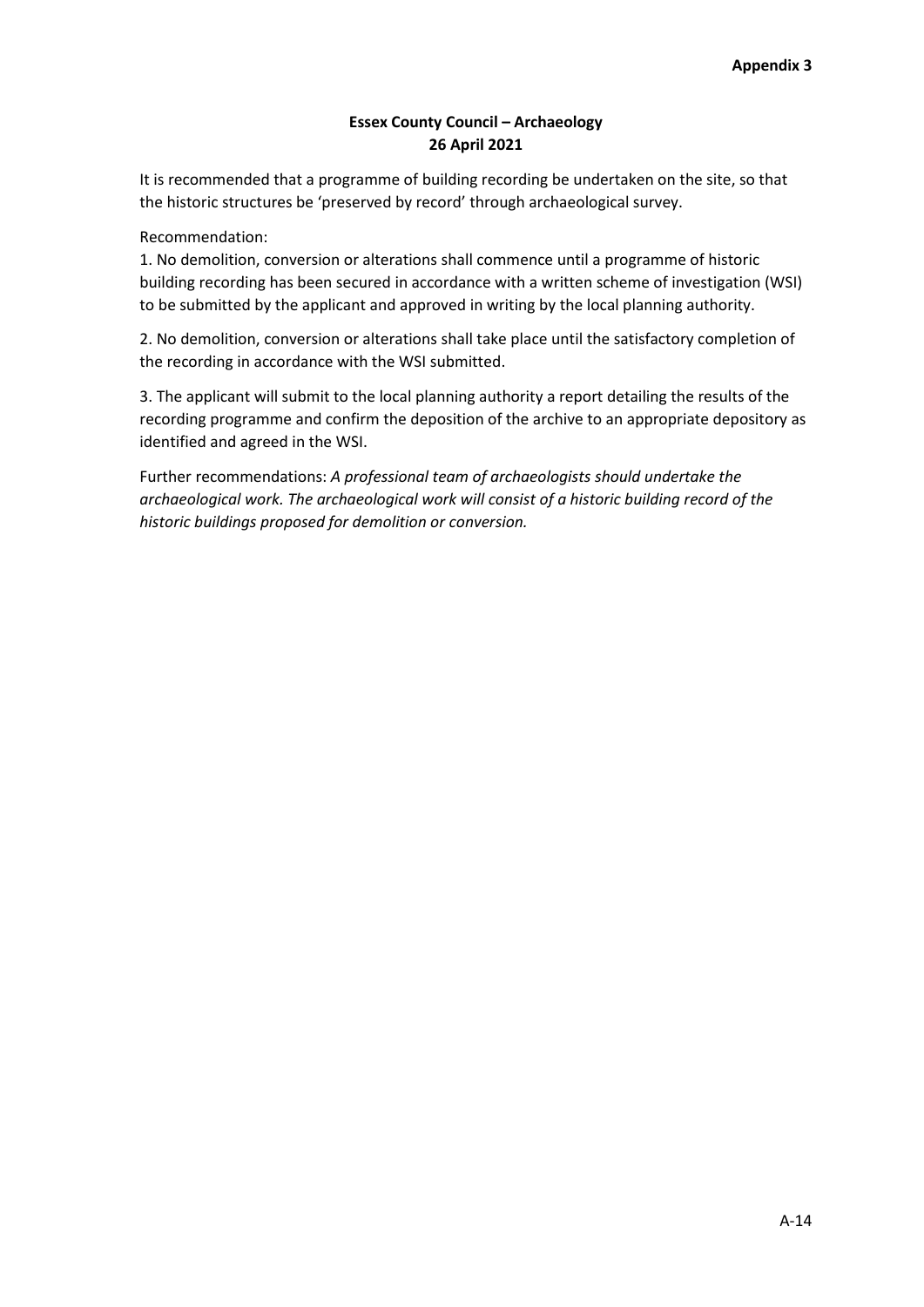**Appendix 3**

**Essex County Council – Archaeology**
**26 April 2021**

It is recommended that a programme of building recording be undertaken on the site, so that the historic structures be 'preserved by record' through archaeological survey.

Recommendation:

1. No demolition, conversion or alterations shall commence until a programme of historic building recording has been secured in accordance with a written scheme of investigation (WSI) to be submitted by the applicant and approved in writing by the local planning authority.

2. No demolition, conversion or alterations shall take place until the satisfactory completion of the recording in accordance with the WSI submitted.

3. The applicant will submit to the local planning authority a report detailing the results of the recording programme and confirm the deposition of the archive to an appropriate depository as identified and agreed in the WSI.

Further recommendations: *A professional team of archaeologists should undertake the archaeological work. The archaeological work will consist of a historic building record of the historic buildings proposed for demolition or conversion.*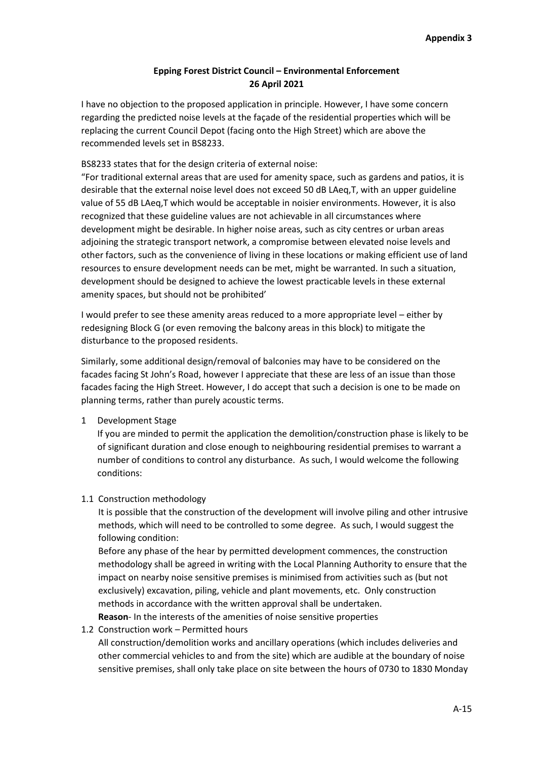**Appendix 3**

**Epping Forest District Council – Environmental Enforcement**
**26 April 2021**

I have no objection to the proposed application in principle. However, I have some concern regarding the predicted noise levels at the façade of the residential properties which will be replacing the current Council Depot (facing onto the High Street) which are above the recommended levels set in BS8233.

BS8233 states that for the design criteria of external noise:
"For traditional external areas that are used for amenity space, such as gardens and patios, it is desirable that the external noise level does not exceed 50 dB LAeq,T, with an upper guideline value of 55 dB LAeq,T which would be acceptable in noisier environments. However, it is also recognized that these guideline values are not achievable in all circumstances where development might be desirable. In higher noise areas, such as city centres or urban areas adjoining the strategic transport network, a compromise between elevated noise levels and other factors, such as the convenience of living in these locations or making efficient use of land resources to ensure development needs can be met, might be warranted. In such a situation, development should be designed to achieve the lowest practicable levels in these external amenity spaces, but should not be prohibited'

I would prefer to see these amenity areas reduced to a more appropriate level – either by redesigning Block G (or even removing the balcony areas in this block) to mitigate the disturbance to the proposed residents.

Similarly, some additional design/removal of balconies may have to be considered on the facades facing St John's Road, however I appreciate that these are less of an issue than those facades facing the High Street. However, I do accept that such a decision is one to be made on planning terms, rather than purely acoustic terms.

1 Development Stage

If you are minded to permit the application the demolition/construction phase is likely to be of significant duration and close enough to neighbouring residential premises to warrant a number of conditions to control any disturbance. As such, I would welcome the following conditions:

1.1 Construction methodology

It is possible that the construction of the development will involve piling and other intrusive methods, which will need to be controlled to some degree. As such, I would suggest the following condition:

Before any phase of the hear by permitted development commences, the construction methodology shall be agreed in writing with the Local Planning Authority to ensure that the impact on nearby noise sensitive premises is minimised from activities such as (but not exclusively) excavation, piling, vehicle and plant movements, etc. Only construction methods in accordance with the written approval shall be undertaken.

**Reason**- In the interests of the amenities of noise sensitive properties

1.2 Construction work – Permitted hours

All construction/demolition works and ancillary operations (which includes deliveries and other commercial vehicles to and from the site) which are audible at the boundary of noise sensitive premises, shall only take place on site between the hours of 0730 to 1830 Monday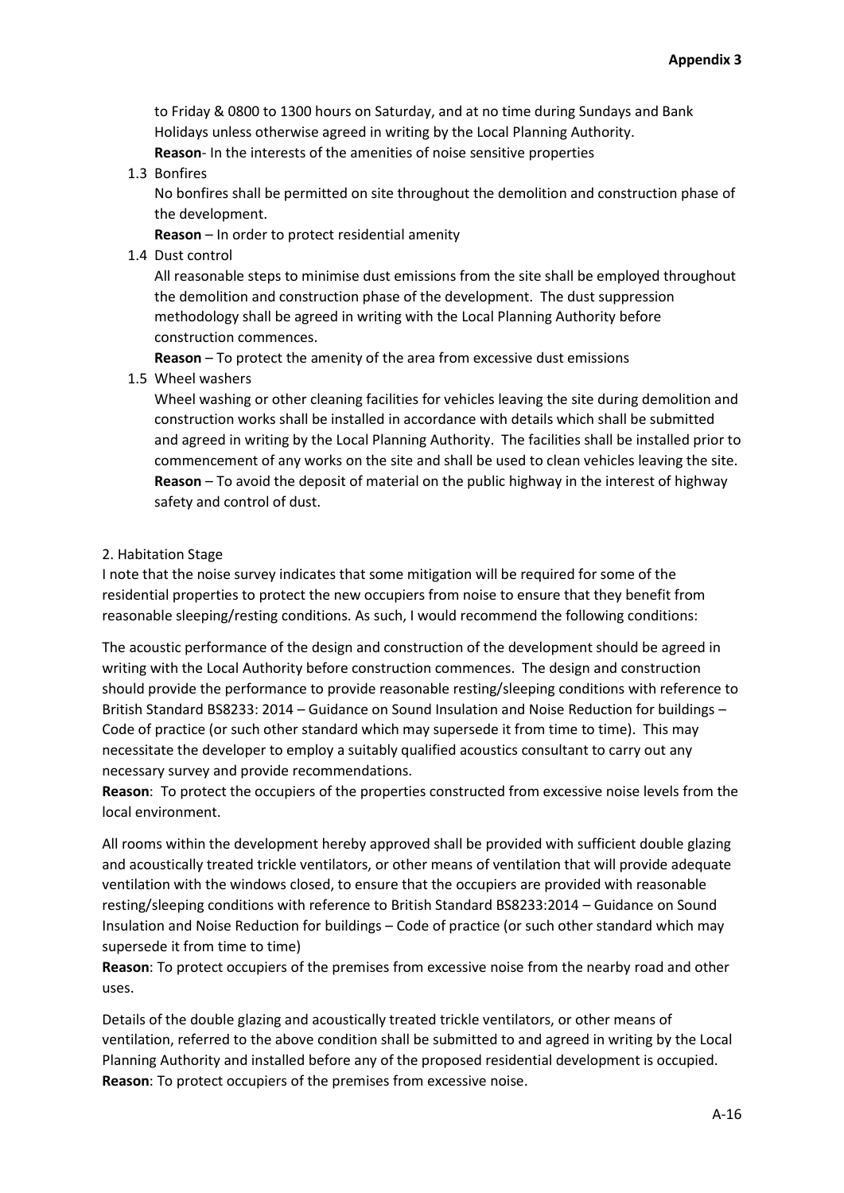to Friday & 0800 to 1300 hours on Saturday, and at no time during Sundays and Bank Holidays unless otherwise agreed in writing by the Local Planning Authority.
**Reason**- In the interests of the amenities of noise sensitive properties

1.3 Bonfires
No bonfires shall be permitted on site throughout the demolition and construction phase of the development.
**Reason** – In order to protect residential amenity

1.4 Dust control
All reasonable steps to minimise dust emissions from the site shall be employed throughout the demolition and construction phase of the development. The dust suppression methodology shall be agreed in writing with the Local Planning Authority before construction commences.
**Reason** – To protect the amenity of the area from excessive dust emissions

1.5 Wheel washers
Wheel washing or other cleaning facilities for vehicles leaving the site during demolition and construction works shall be installed in accordance with details which shall be submitted and agreed in writing by the Local Planning Authority. The facilities shall be installed prior to commencement of any works on the site and shall be used to clean vehicles leaving the site.
**Reason** – To avoid the deposit of material on the public highway in the interest of highway safety and control of dust.

2. Habitation Stage
I note that the noise survey indicates that some mitigation will be required for some of the residential properties to protect the new occupiers from noise to ensure that they benefit from reasonable sleeping/resting conditions. As such, I would recommend the following conditions:

The acoustic performance of the design and construction of the development should be agreed in writing with the Local Authority before construction commences. The design and construction should provide the performance to provide reasonable resting/sleeping conditions with reference to British Standard BS8233: 2014 – Guidance on Sound Insulation and Noise Reduction for buildings – Code of practice (or such other standard which may supersede it from time to time). This may necessitate the developer to employ a suitably qualified acoustics consultant to carry out any necessary survey and provide recommendations.
**Reason**: To protect the occupiers of the properties constructed from excessive noise levels from the local environment.

All rooms within the development hereby approved shall be provided with sufficient double glazing and acoustically treated trickle ventilators, or other means of ventilation that will provide adequate ventilation with the windows closed, to ensure that the occupiers are provided with reasonable resting/sleeping conditions with reference to British Standard BS8233:2014 – Guidance on Sound Insulation and Noise Reduction for buildings – Code of practice (or such other standard which may supersede it from time to time)
**Reason**: To protect occupiers of the premises from excessive noise from the nearby road and other uses.

Details of the double glazing and acoustically treated trickle ventilators, or other means of ventilation, referred to the above condition shall be submitted to and agreed in writing by the Local Planning Authority and installed before any of the proposed residential development is occupied.
**Reason**: To protect occupiers of the premises from excessive noise.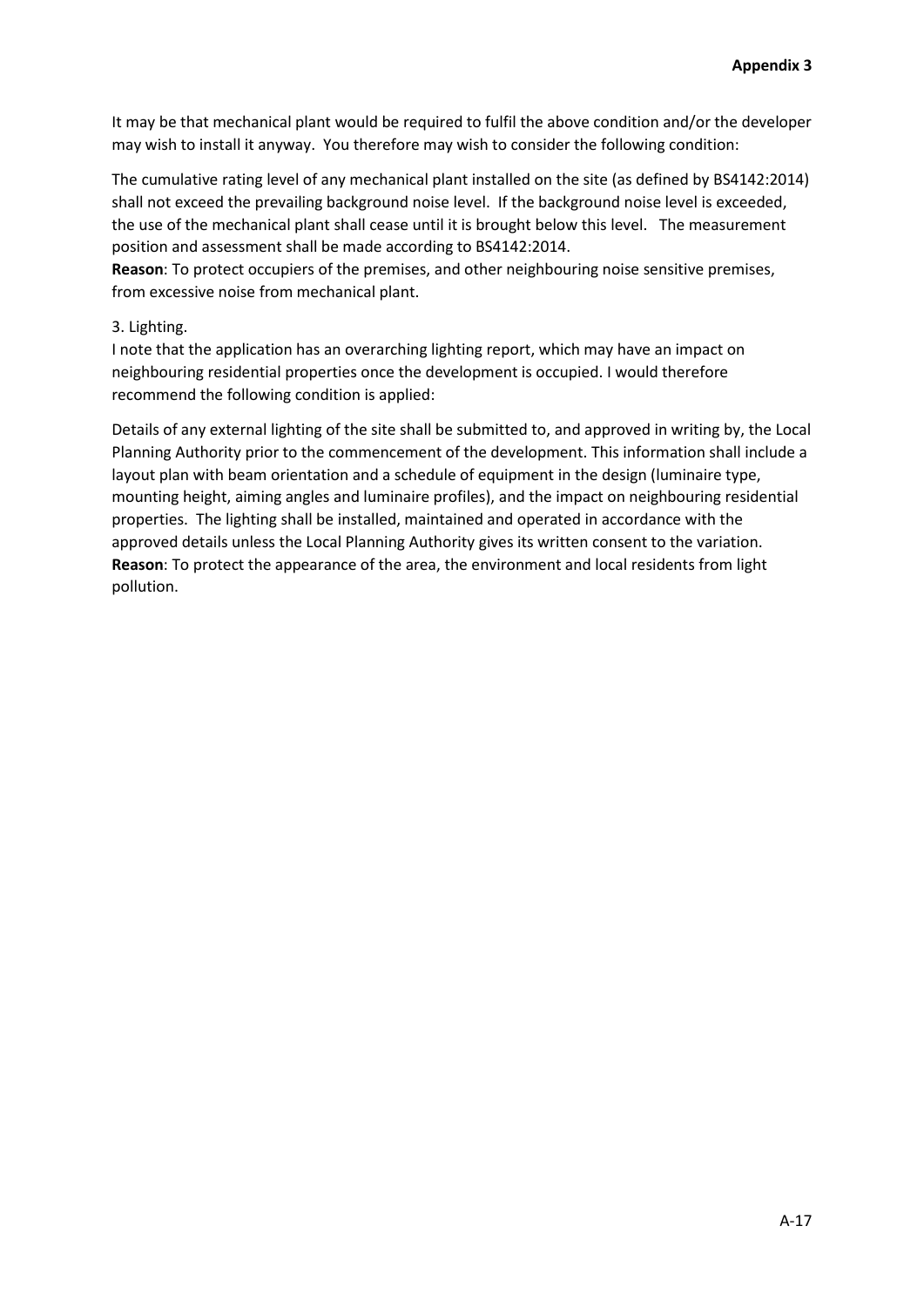It may be that mechanical plant would be required to fulfil the above condition and/or the developer may wish to install it anyway. You therefore may wish to consider the following condition:

The cumulative rating level of any mechanical plant installed on the site (as defined by BS4142:2014) shall not exceed the prevailing background noise level. If the background noise level is exceeded, the use of the mechanical plant shall cease until it is brought below this level. The measurement position and assessment shall be made according to BS4142:2014.
**Reason**: To protect occupiers of the premises, and other neighbouring noise sensitive premises, from excessive noise from mechanical plant.

3. Lighting.
I note that the application has an overarching lighting report, which may have an impact on neighbouring residential properties once the development is occupied. I would therefore recommend the following condition is applied:

Details of any external lighting of the site shall be submitted to, and approved in writing by, the Local Planning Authority prior to the commencement of the development. This information shall include a layout plan with beam orientation and a schedule of equipment in the design (luminaire type, mounting height, aiming angles and luminaire profiles), and the impact on neighbouring residential properties. The lighting shall be installed, maintained and operated in accordance with the approved details unless the Local Planning Authority gives its written consent to the variation.
**Reason**: To protect the appearance of the area, the environment and local residents from light pollution.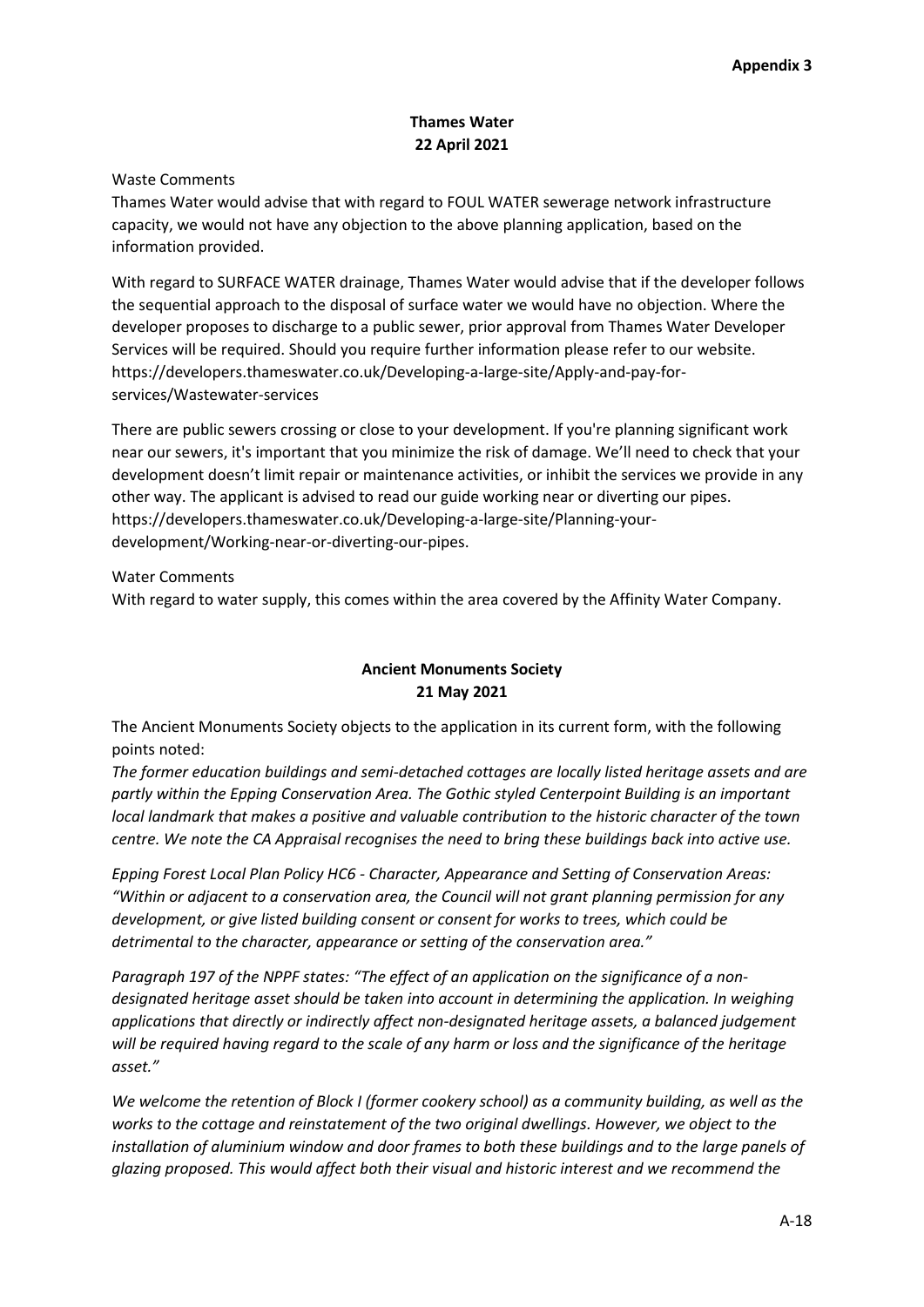**Appendix 3**

**Thames Water**
**22 April 2021**

Waste Comments

Thames Water would advise that with regard to FOUL WATER sewerage network infrastructure capacity, we would not have any objection to the above planning application, based on the information provided.

With regard to SURFACE WATER drainage, Thames Water would advise that if the developer follows the sequential approach to the disposal of surface water we would have no objection. Where the developer proposes to discharge to a public sewer, prior approval from Thames Water Developer Services will be required. Should you require further information please refer to our website. https://developers.thameswater.co.uk/Developing-a-large-site/Apply-and-pay-for-services/Wastewater-services

There are public sewers crossing or close to your development. If you're planning significant work near our sewers, it's important that you minimize the risk of damage. We'll need to check that your development doesn't limit repair or maintenance activities, or inhibit the services we provide in any other way. The applicant is advised to read our guide working near or diverting our pipes. https://developers.thameswater.co.uk/Developing-a-large-site/Planning-your-development/Working-near-or-diverting-our-pipes.

Water Comments

With regard to water supply, this comes within the area covered by the Affinity Water Company.

**Ancient Monuments Society**
**21 May 2021**

The Ancient Monuments Society objects to the application in its current form, with the following points noted:

*The former education buildings and semi-detached cottages are locally listed heritage assets and are partly within the Epping Conservation Area. The Gothic styled Centerpoint Building is an important local landmark that makes a positive and valuable contribution to the historic character of the town centre. We note the CA Appraisal recognises the need to bring these buildings back into active use.*

*Epping Forest Local Plan Policy HC6 - Character, Appearance and Setting of Conservation Areas: "Within or adjacent to a conservation area, the Council will not grant planning permission for any development, or give listed building consent or consent for works to trees, which could be detrimental to the character, appearance or setting of the conservation area."*

*Paragraph 197 of the NPPF states: "The effect of an application on the significance of a non-designated heritage asset should be taken into account in determining the application. In weighing applications that directly or indirectly affect non-designated heritage assets, a balanced judgement will be required having regard to the scale of any harm or loss and the significance of the heritage asset."*

*We welcome the retention of Block I (former cookery school) as a community building, as well as the works to the cottage and reinstatement of the two original dwellings. However, we object to the installation of aluminium window and door frames to both these buildings and to the large panels of glazing proposed. This would affect both their visual and historic interest and we recommend the*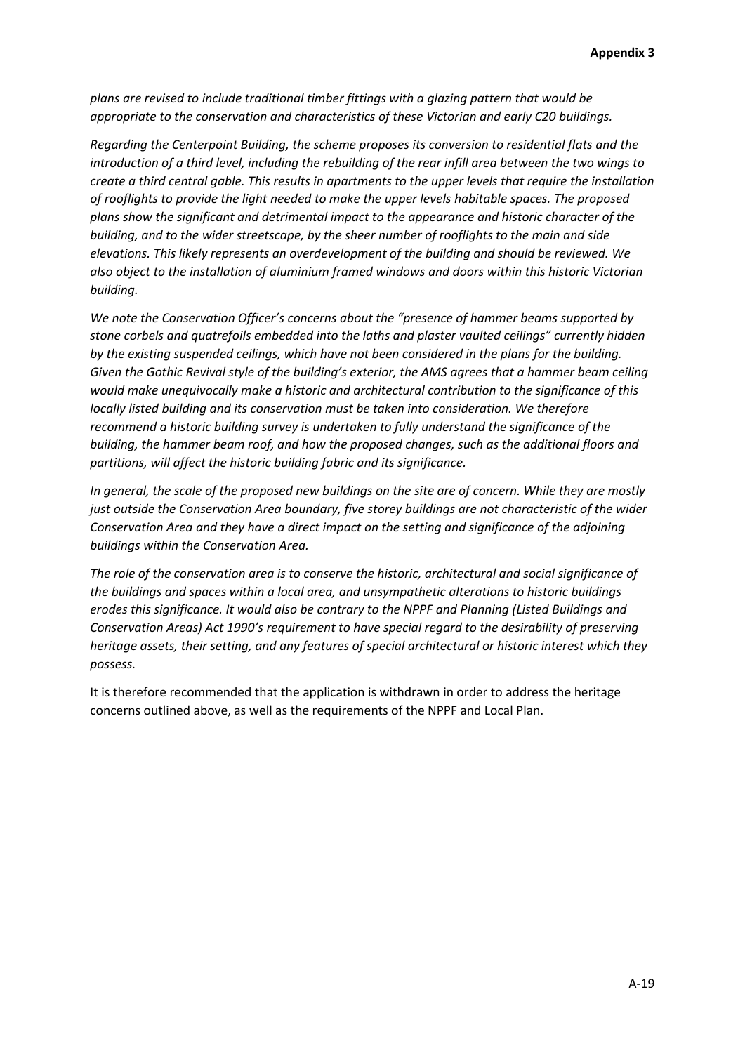*plans are revised to include traditional timber fittings with a glazing pattern that would be appropriate to the conservation and characteristics of these Victorian and early C20 buildings.*

*Regarding the Centerpoint Building, the scheme proposes its conversion to residential flats and the introduction of a third level, including the rebuilding of the rear infill area between the two wings to create a third central gable. This results in apartments to the upper levels that require the installation of rooflights to provide the light needed to make the upper levels habitable spaces. The proposed plans show the significant and detrimental impact to the appearance and historic character of the building, and to the wider streetscape, by the sheer number of rooflights to the main and side elevations. This likely represents an overdevelopment of the building and should be reviewed. We also object to the installation of aluminium framed windows and doors within this historic Victorian building.*

*We note the Conservation Officer's concerns about the "presence of hammer beams supported by stone corbels and quatrefoils embedded into the laths and plaster vaulted ceilings" currently hidden by the existing suspended ceilings, which have not been considered in the plans for the building. Given the Gothic Revival style of the building's exterior, the AMS agrees that a hammer beam ceiling would make unequivocally make a historic and architectural contribution to the significance of this locally listed building and its conservation must be taken into consideration. We therefore recommend a historic building survey is undertaken to fully understand the significance of the building, the hammer beam roof, and how the proposed changes, such as the additional floors and partitions, will affect the historic building fabric and its significance.*

*In general, the scale of the proposed new buildings on the site are of concern. While they are mostly just outside the Conservation Area boundary, five storey buildings are not characteristic of the wider Conservation Area and they have a direct impact on the setting and significance of the adjoining buildings within the Conservation Area.*

*The role of the conservation area is to conserve the historic, architectural and social significance of the buildings and spaces within a local area, and unsympathetic alterations to historic buildings erodes this significance. It would also be contrary to the NPPF and Planning (Listed Buildings and Conservation Areas) Act 1990's requirement to have special regard to the desirability of preserving heritage assets, their setting, and any features of special architectural or historic interest which they possess.*

It is therefore recommended that the application is withdrawn in order to address the heritage concerns outlined above, as well as the requirements of the NPPF and Local Plan.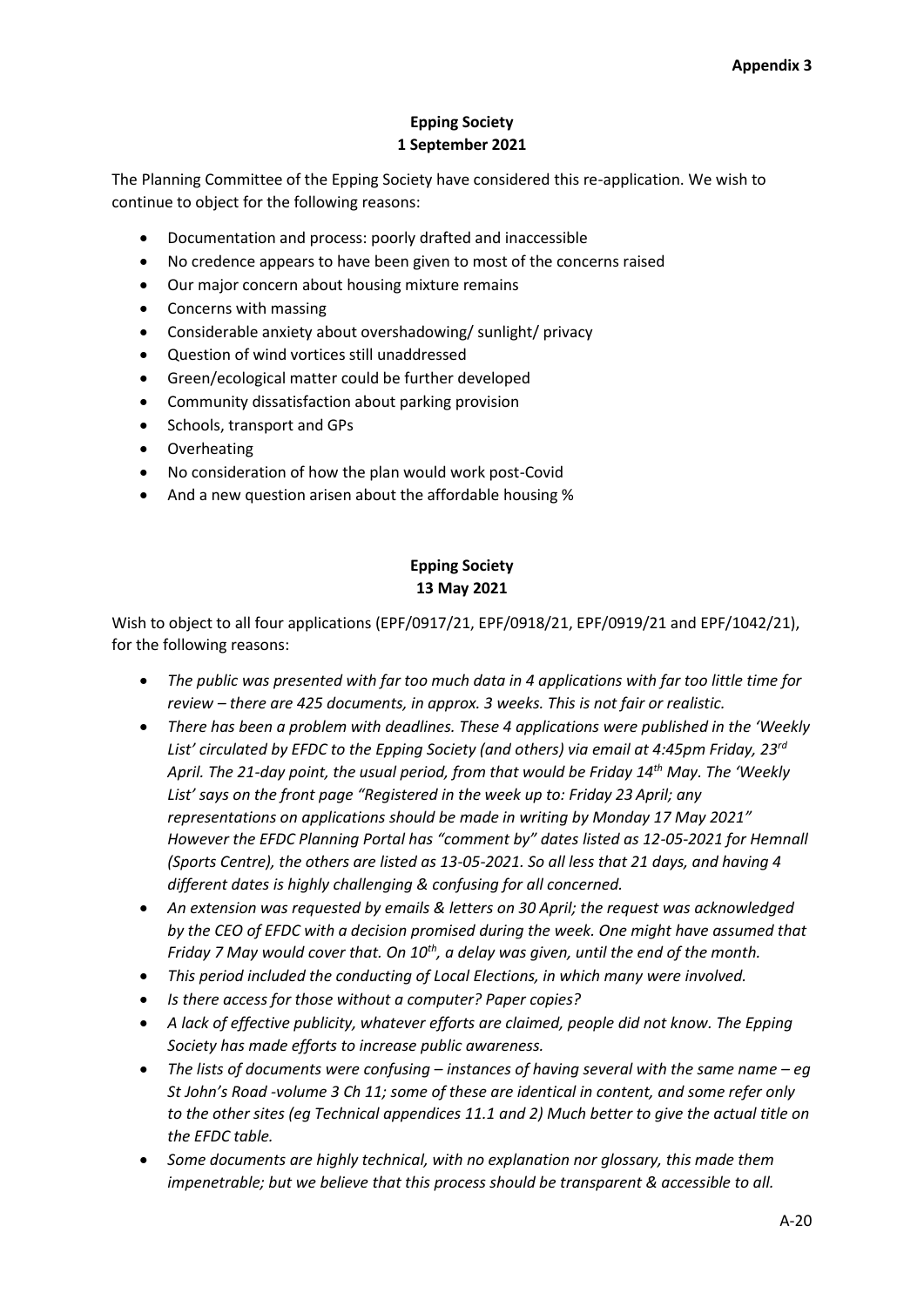**Appendix 3**

## Epping Society
## 1 September 2021

The Planning Committee of the Epping Society have considered this re-application. We wish to continue to object for the following reasons:

- Documentation and process: poorly drafted and inaccessible
- No credence appears to have been given to most of the concerns raised
- Our major concern about housing mixture remains
- Concerns with massing
- Considerable anxiety about overshadowing/ sunlight/ privacy
- Question of wind vortices still unaddressed
- Green/ecological matter could be further developed
- Community dissatisfaction about parking provision
- Schools, transport and GPs
- Overheating
- No consideration of how the plan would work post-Covid
- And a new question arisen about the affordable housing %

## Epping Society
## 13 May 2021

Wish to object to all four applications (EPF/0917/21, EPF/0918/21, EPF/0919/21 and EPF/1042/21), for the following reasons:

- *The public was presented with far too much data in 4 applications with far too little time for review – there are 425 documents, in approx. 3 weeks. This is not fair or realistic.*
- *There has been a problem with deadlines. These 4 applications were published in the 'Weekly List' circulated by EFDC to the Epping Society (and others) via email at 4:45pm Friday, 23rd April. The 21-day point, the usual period, from that would be Friday 14th May. The 'Weekly List' says on the front page "Registered in the week up to: Friday 23 April; any representations on applications should be made in writing by Monday 17 May 2021" However the EFDC Planning Portal has "comment by" dates listed as 12-05-2021 for Hemnall (Sports Centre), the others are listed as 13-05-2021. So all less that 21 days, and having 4 different dates is highly challenging & confusing for all concerned.*
- *An extension was requested by emails & letters on 30 April; the request was acknowledged by the CEO of EFDC with a decision promised during the week. One might have assumed that Friday 7 May would cover that. On 10th, a delay was given, until the end of the month.*
- *This period included the conducting of Local Elections, in which many were involved.*
- *Is there access for those without a computer? Paper copies?*
- *A lack of effective publicity, whatever efforts are claimed, people did not know. The Epping Society has made efforts to increase public awareness.*
- *The lists of documents were confusing – instances of having several with the same name – eg St John's Road -volume 3 Ch 11; some of these are identical in content, and some refer only to the other sites (eg Technical appendices 11.1 and 2) Much better to give the actual title on the EFDC table.*
- *Some documents are highly technical, with no explanation nor glossary, this made them impenetrable; but we believe that this process should be transparent & accessible to all.*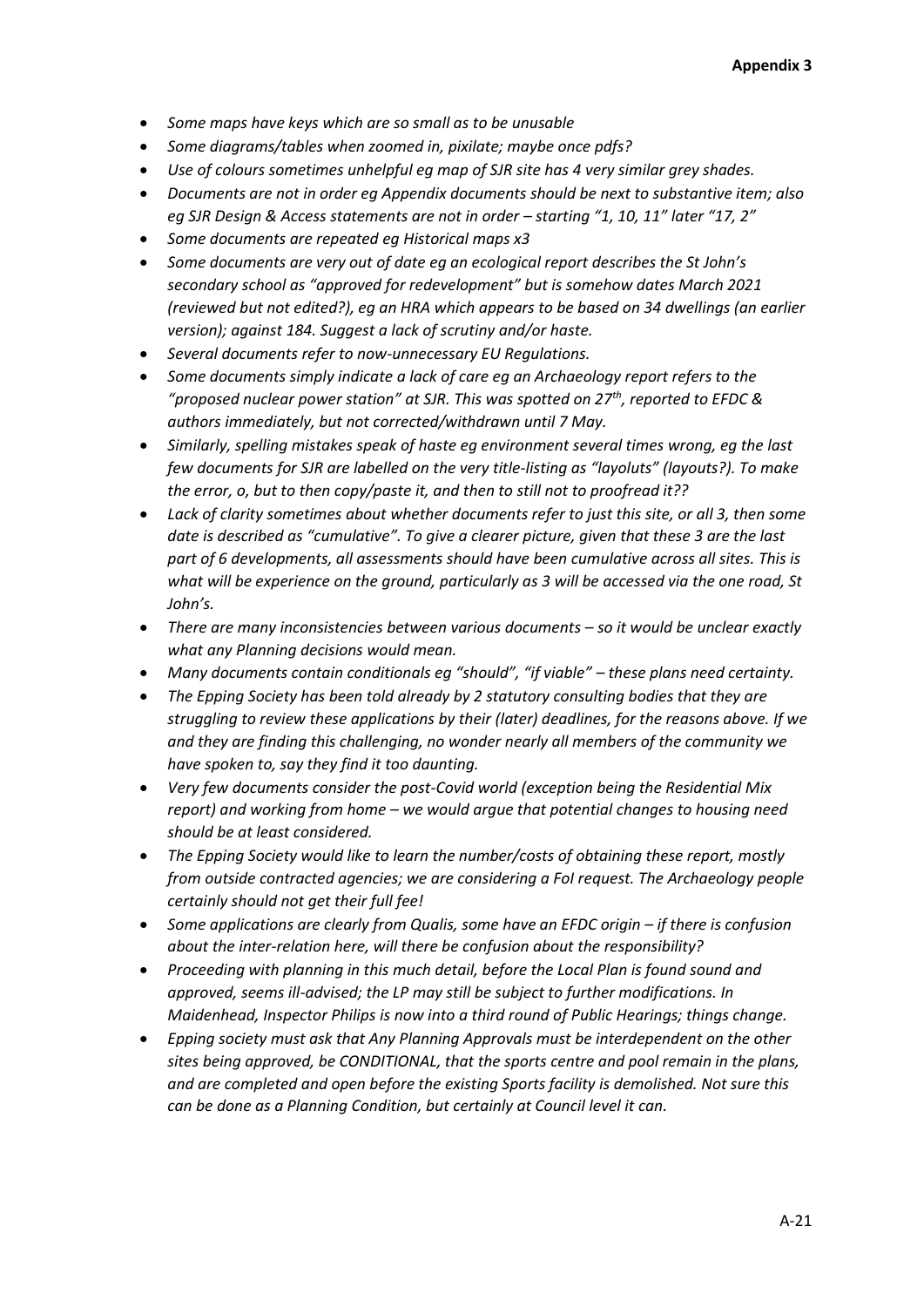**Appendix 3**

- *Some maps have keys which are so small as to be unusable*
- *Some diagrams/tables when zoomed in, pixilate; maybe once pdfs?*
- *Use of colours sometimes unhelpful eg map of SJR site has 4 very similar grey shades.*
- *Documents are not in order eg Appendix documents should be next to substantive item; also eg SJR Design & Access statements are not in order – starting "1, 10, 11" later "17, 2"*
- *Some documents are repeated eg Historical maps x3*
- *Some documents are very out of date eg an ecological report describes the St John's secondary school as "approved for redevelopment" but is somehow dates March 2021 (reviewed but not edited?), eg an HRA which appears to be based on 34 dwellings (an earlier version); against 184. Suggest a lack of scrutiny and/or haste.*
- *Several documents refer to now-unnecessary EU Regulations.*
- *Some documents simply indicate a lack of care eg an Archaeology report refers to the "proposed nuclear power station" at SJR. This was spotted on 27th, reported to EFDC & authors immediately, but not corrected/withdrawn until 7 May.*
- *Similarly, spelling mistakes speak of haste eg environment several times wrong, eg the last few documents for SJR are labelled on the very title-listing as "layoluts" (layouts?). To make the error, o, but to then copy/paste it, and then to still not to proofread it??*
- *Lack of clarity sometimes about whether documents refer to just this site, or all 3, then some date is described as "cumulative". To give a clearer picture, given that these 3 are the last part of 6 developments, all assessments should have been cumulative across all sites. This is what will be experience on the ground, particularly as 3 will be accessed via the one road, St John's.*
- *There are many inconsistencies between various documents – so it would be unclear exactly what any Planning decisions would mean.*
- *Many documents contain conditionals eg "should", "if viable" – these plans need certainty.*
- *The Epping Society has been told already by 2 statutory consulting bodies that they are struggling to review these applications by their (later) deadlines, for the reasons above. If we and they are finding this challenging, no wonder nearly all members of the community we have spoken to, say they find it too daunting.*
- *Very few documents consider the post-Covid world (exception being the Residential Mix report) and working from home – we would argue that potential changes to housing need should be at least considered.*
- *The Epping Society would like to learn the number/costs of obtaining these report, mostly from outside contracted agencies; we are considering a FoI request. The Archaeology people certainly should not get their full fee!*
- *Some applications are clearly from Qualis, some have an EFDC origin – if there is confusion about the inter-relation here, will there be confusion about the responsibility?*
- *Proceeding with planning in this much detail, before the Local Plan is found sound and approved, seems ill-advised; the LP may still be subject to further modifications. In Maidenhead, Inspector Philips is now into a third round of Public Hearings; things change.*
- *Epping society must ask that Any Planning Approvals must be interdependent on the other sites being approved, be CONDITIONAL, that the sports centre and pool remain in the plans, and are completed and open before the existing Sports facility is demolished. Not sure this can be done as a Planning Condition, but certainly at Council level it can.*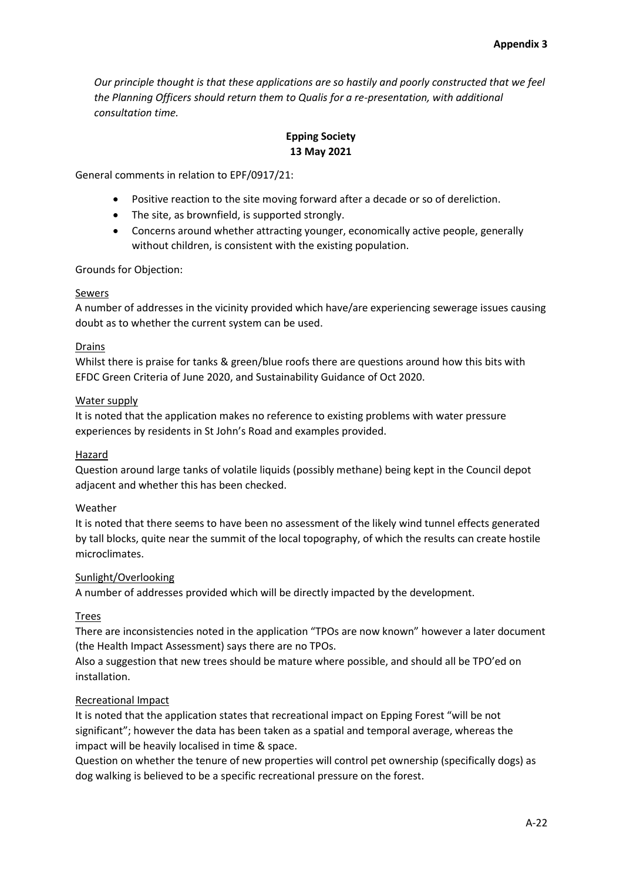**Appendix 3**

*Our principle thought is that these applications are so hastily and poorly constructed that we feel the Planning Officers should return them to Qualis for a re-presentation, with additional consultation time.*

**Epping Society**
**13 May 2021**

General comments in relation to EPF/0917/21:

- Positive reaction to the site moving forward after a decade or so of dereliction.
- The site, as brownfield, is supported strongly.
- Concerns around whether attracting younger, economically active people, generally without children, is consistent with the existing population.

Grounds for Objection:

<u>Sewers</u>
A number of addresses in the vicinity provided which have/are experiencing sewerage issues causing doubt as to whether the current system can be used.

<u>Drains</u>
Whilst there is praise for tanks & green/blue roofs there are questions around how this bits with EFDC Green Criteria of June 2020, and Sustainability Guidance of Oct 2020.

<u>Water supply</u>
It is noted that the application makes no reference to existing problems with water pressure experiences by residents in St John's Road and examples provided.

<u>Hazard</u>
Question around large tanks of volatile liquids (possibly methane) being kept in the Council depot adjacent and whether this has been checked.

Weather
It is noted that there seems to have been no assessment of the likely wind tunnel effects generated by tall blocks, quite near the summit of the local topography, of which the results can create hostile microclimates.

<u>Sunlight/Overlooking</u>
A number of addresses provided which will be directly impacted by the development.

<u>Trees</u>
There are inconsistencies noted in the application "TPOs are now known" however a later document (the Health Impact Assessment) says there are no TPOs.
Also a suggestion that new trees should be mature where possible, and should all be TPO'ed on installation.

<u>Recreational Impact</u>
It is noted that the application states that recreational impact on Epping Forest "will be not significant"; however the data has been taken as a spatial and temporal average, whereas the impact will be heavily localised in time & space.
Question on whether the tenure of new properties will control pet ownership (specifically dogs) as dog walking is believed to be a specific recreational pressure on the forest.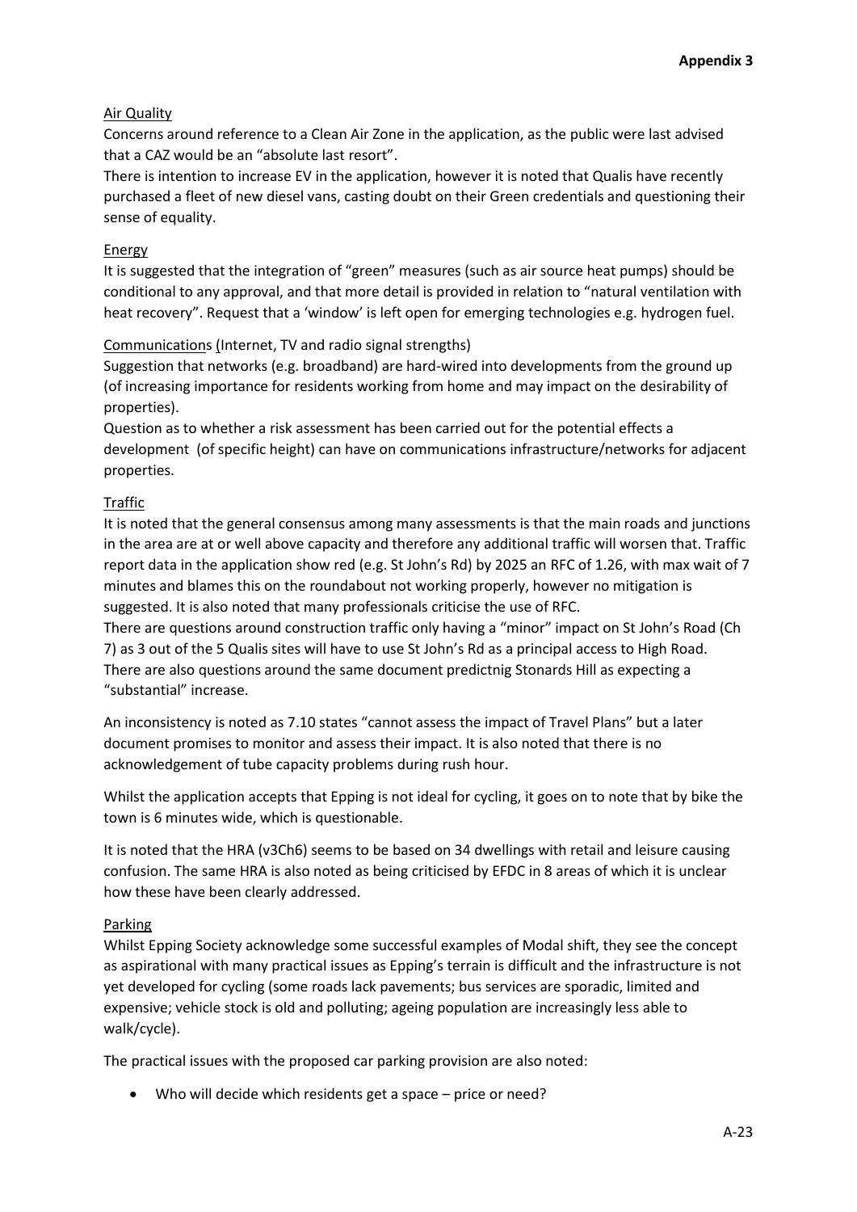**Appendix 3**

<u>Air Quality</u>

Concerns around reference to a Clean Air Zone in the application, as the public were last advised that a CAZ would be an "absolute last resort".

There is intention to increase EV in the application, however it is noted that Qualis have recently purchased a fleet of new diesel vans, casting doubt on their Green credentials and questioning their sense of equality.

<u>Energy</u>

It is suggested that the integration of "green" measures (such as air source heat pumps) should be conditional to any approval, and that more detail is provided in relation to "natural ventilation with heat recovery". Request that a 'window' is left open for emerging technologies e.g. hydrogen fuel.

<u>Communications (</u>Internet, TV and radio signal strengths)

Suggestion that networks (e.g. broadband) are hard-wired into developments from the ground up (of increasing importance for residents working from home and may impact on the desirability of properties).

Question as to whether a risk assessment has been carried out for the potential effects a development (of specific height) can have on communications infrastructure/networks for adjacent properties.

<u>Traffic</u>

It is noted that the general consensus among many assessments is that the main roads and junctions in the area are at or well above capacity and therefore any additional traffic will worsen that. Traffic report data in the application show red (e.g. St John's Rd) by 2025 an RFC of 1.26, with max wait of 7 minutes and blames this on the roundabout not working properly, however no mitigation is suggested. It is also noted that many professionals criticise the use of RFC.

There are questions around construction traffic only having a "minor" impact on St John's Road (Ch 7) as 3 out of the 5 Qualis sites will have to use St John's Rd as a principal access to High Road. There are also questions around the same document predictnig Stonards Hill as expecting a "substantial" increase.

An inconsistency is noted as 7.10 states "cannot assess the impact of Travel Plans" but a later document promises to monitor and assess their impact. It is also noted that there is no acknowledgement of tube capacity problems during rush hour.

Whilst the application accepts that Epping is not ideal for cycling, it goes on to note that by bike the town is 6 minutes wide, which is questionable.

It is noted that the HRA (v3Ch6) seems to be based on 34 dwellings with retail and leisure causing confusion. The same HRA is also noted as being criticised by EFDC in 8 areas of which it is unclear how these have been clearly addressed.

<u>Parking</u>

Whilst Epping Society acknowledge some successful examples of Modal shift, they see the concept as aspirational with many practical issues as Epping's terrain is difficult and the infrastructure is not yet developed for cycling (some roads lack pavements; bus services are sporadic, limited and expensive; vehicle stock is old and polluting; ageing population are increasingly less able to walk/cycle).

The practical issues with the proposed car parking provision are also noted:

- Who will decide which residents get a space – price or need?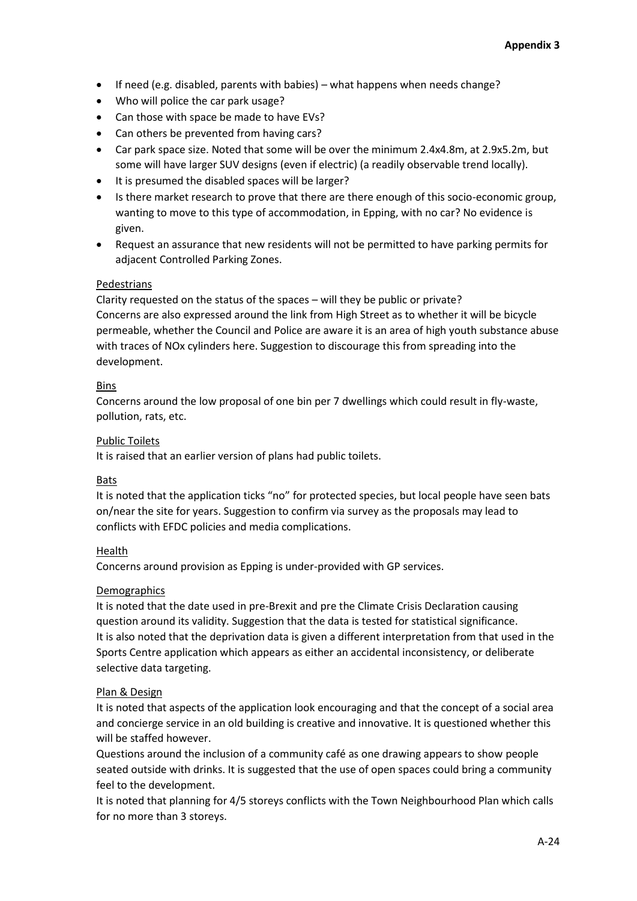- If need (e.g. disabled, parents with babies) – what happens when needs change?
- Who will police the car park usage?
- Can those with space be made to have EVs?
- Can others be prevented from having cars?
- Car park space size. Noted that some will be over the minimum 2.4x4.8m, at 2.9x5.2m, but some will have larger SUV designs (even if electric) (a readily observable trend locally).
- It is presumed the disabled spaces will be larger?
- Is there market research to prove that there are there enough of this socio-economic group, wanting to move to this type of accommodation, in Epping, with no car? No evidence is given.
- Request an assurance that new residents will not be permitted to have parking permits for adjacent Controlled Parking Zones.

<u>Pedestrians</u>

Clarity requested on the status of the spaces – will they be public or private?
Concerns are also expressed around the link from High Street as to whether it will be bicycle permeable, whether the Council and Police are aware it is an area of high youth substance abuse with traces of NOx cylinders here. Suggestion to discourage this from spreading into the development.

<u>Bins</u>

Concerns around the low proposal of one bin per 7 dwellings which could result in fly-waste, pollution, rats, etc.

<u>Public Toilets</u>

It is raised that an earlier version of plans had public toilets.

<u>Bats</u>

It is noted that the application ticks "no" for protected species, but local people have seen bats on/near the site for years. Suggestion to confirm via survey as the proposals may lead to conflicts with EFDC policies and media complications.

<u>Health</u>

Concerns around provision as Epping is under-provided with GP services.

<u>Demographics</u>

It is noted that the date used in pre-Brexit and pre the Climate Crisis Declaration causing question around its validity. Suggestion that the data is tested for statistical significance.
It is also noted that the deprivation data is given a different interpretation from that used in the Sports Centre application which appears as either an accidental inconsistency, or deliberate selective data targeting.

<u>Plan & Design</u>

It is noted that aspects of the application look encouraging and that the concept of a social area and concierge service in an old building is creative and innovative. It is questioned whether this will be staffed however.
Questions around the inclusion of a community café as one drawing appears to show people seated outside with drinks. It is suggested that the use of open spaces could bring a community feel to the development.
It is noted that planning for 4/5 storeys conflicts with the Town Neighbourhood Plan which calls for no more than 3 storeys.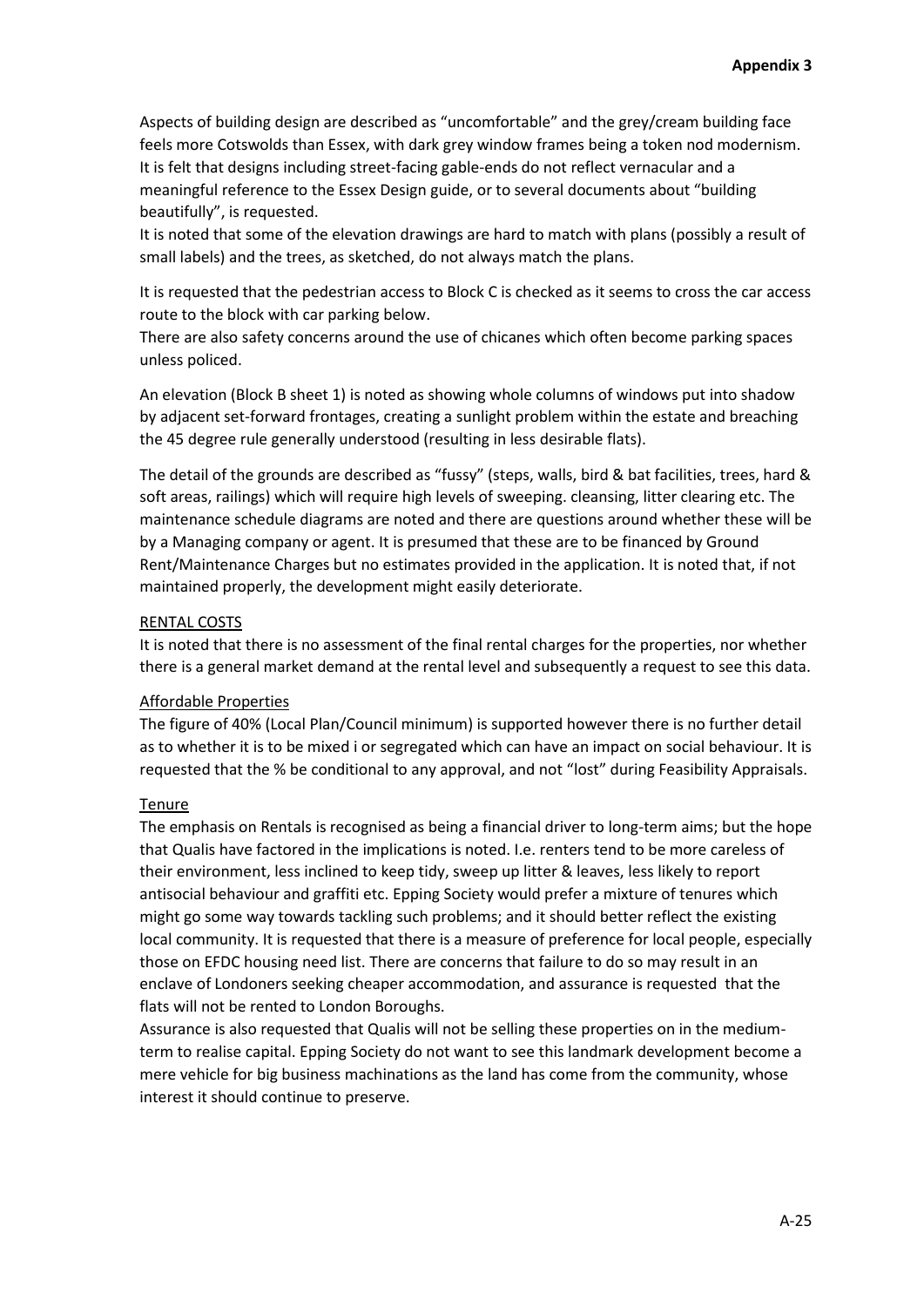Aspects of building design are described as "uncomfortable" and the grey/cream building face feels more Cotswolds than Essex, with dark grey window frames being a token nod modernism. It is felt that designs including street-facing gable-ends do not reflect vernacular and a meaningful reference to the Essex Design guide, or to several documents about "building beautifully", is requested.

It is noted that some of the elevation drawings are hard to match with plans (possibly a result of small labels) and the trees, as sketched, do not always match the plans.

It is requested that the pedestrian access to Block C is checked as it seems to cross the car access route to the block with car parking below.

There are also safety concerns around the use of chicanes which often become parking spaces unless policed.

An elevation (Block B sheet 1) is noted as showing whole columns of windows put into shadow by adjacent set-forward frontages, creating a sunlight problem within the estate and breaching the 45 degree rule generally understood (resulting in less desirable flats).

The detail of the grounds are described as "fussy" (steps, walls, bird & bat facilities, trees, hard & soft areas, railings) which will require high levels of sweeping. cleansing, litter clearing etc. The maintenance schedule diagrams are noted and there are questions around whether these will be by a Managing company or agent. It is presumed that these are to be financed by Ground Rent/Maintenance Charges but no estimates provided in the application. It is noted that, if not maintained properly, the development might easily deteriorate.

<u>RENTAL COSTS</u>

It is noted that there is no assessment of the final rental charges for the properties, nor whether there is a general market demand at the rental level and subsequently a request to see this data.

<u>Affordable Properties</u>

The figure of 40% (Local Plan/Council minimum) is supported however there is no further detail as to whether it is to be mixed i or segregated which can have an impact on social behaviour. It is requested that the % be conditional to any approval, and not "lost" during Feasibility Appraisals.

<u>Tenure</u>

The emphasis on Rentals is recognised as being a financial driver to long-term aims; but the hope that Qualis have factored in the implications is noted. I.e. renters tend to be more careless of their environment, less inclined to keep tidy, sweep up litter & leaves, less likely to report antisocial behaviour and graffiti etc. Epping Society would prefer a mixture of tenures which might go some way towards tackling such problems; and it should better reflect the existing local community. It is requested that there is a measure of preference for local people, especially those on EFDC housing need list. There are concerns that failure to do so may result in an enclave of Londoners seeking cheaper accommodation, and assurance is requested that the flats will not be rented to London Boroughs.

Assurance is also requested that Qualis will not be selling these properties on in the medium-term to realise capital. Epping Society do not want to see this landmark development become a mere vehicle for big business machinations as the land has come from the community, whose interest it should continue to preserve.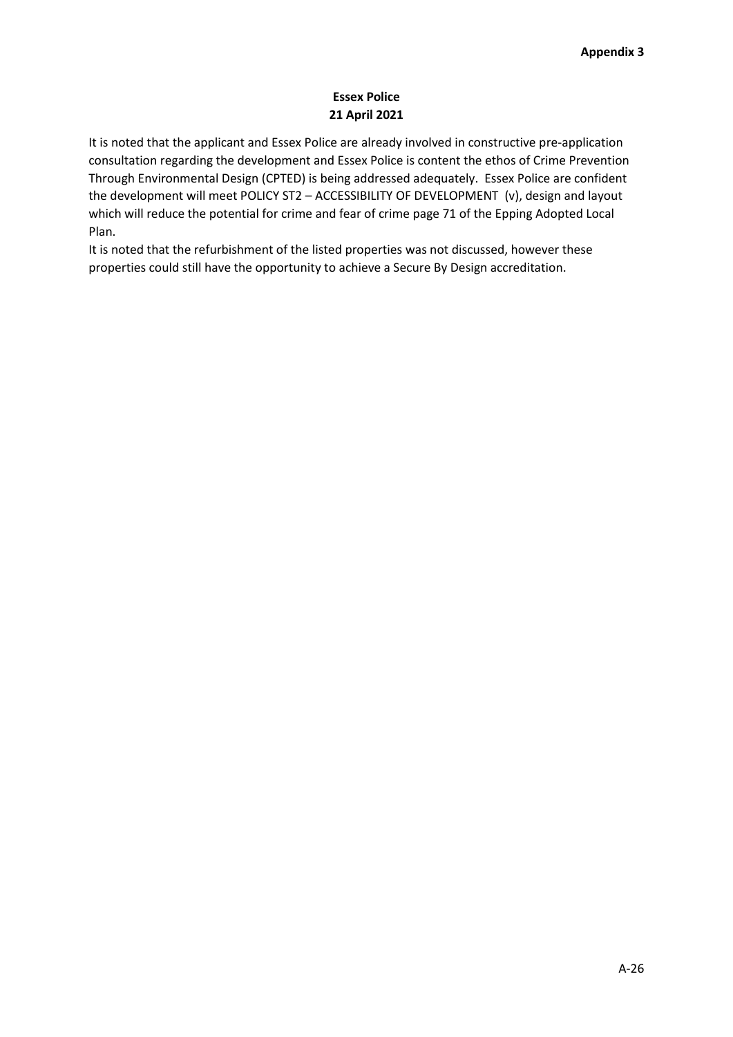**Appendix 3**

**Essex Police**
**21 April 2021**

It is noted that the applicant and Essex Police are already involved in constructive pre-application consultation regarding the development and Essex Police is content the ethos of Crime Prevention Through Environmental Design (CPTED) is being addressed adequately. Essex Police are confident the development will meet POLICY ST2 – ACCESSIBILITY OF DEVELOPMENT (v), design and layout which will reduce the potential for crime and fear of crime page 71 of the Epping Adopted Local Plan.

It is noted that the refurbishment of the listed properties was not discussed, however these properties could still have the opportunity to achieve a Secure By Design accreditation.